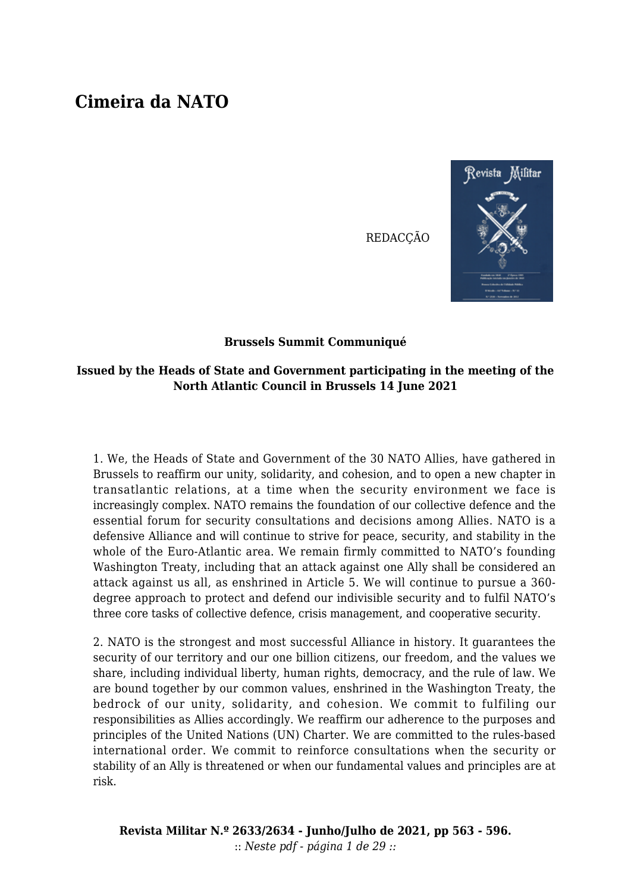# Cimeira da NATO

REDACÇÃO

**Brussels Summit Communiqué**

**Issued by the Heads of State and Government participating in the meeting of the North Atlantic Council in Brussels 14 June 2021**

1. We, the Heads of State and Government of the 30 NATO Allies, have gathered in Brussels to reaffirm our unity, solidarity, and cohesion, and to open a new chapter in transatlantic relations, at a time when the security environment we face is increasingly complex. NATO remains the foundation of our collective defence and the essential forum for security consultations and decisions among Allies. NATO is a defensive Alliance and will continue to strive for peace, security, and stability in the whole of the Euro-Atlantic area. We remain firmly committed to NATO's founding Washington Treaty, including that an attack against one Ally shall be considered an attack against us all, as enshrined in Article 5. We will continue to pursue a 360-degree approach to protect and defend our indivisible security and to fulfil NATO's three core tasks of collective defence, crisis management, and cooperative security.

2. NATO is the strongest and most successful Alliance in history. It guarantees the security of our territory and our one billion citizens, our freedom, and the values we share, including individual liberty, human rights, democracy, and the rule of law. We are bound together by our common values, enshrined in the Washington Treaty, the bedrock of our unity, solidarity, and cohesion. We commit to fulfiling our responsibilities as Allies accordingly. We reaffirm our adherence to the purposes and principles of the United Nations (UN) Charter. We are committed to the rules-based international order. We commit to reinforce consultations when the security or stability of an Ally is threatened or when our fundamental values and principles are at risk.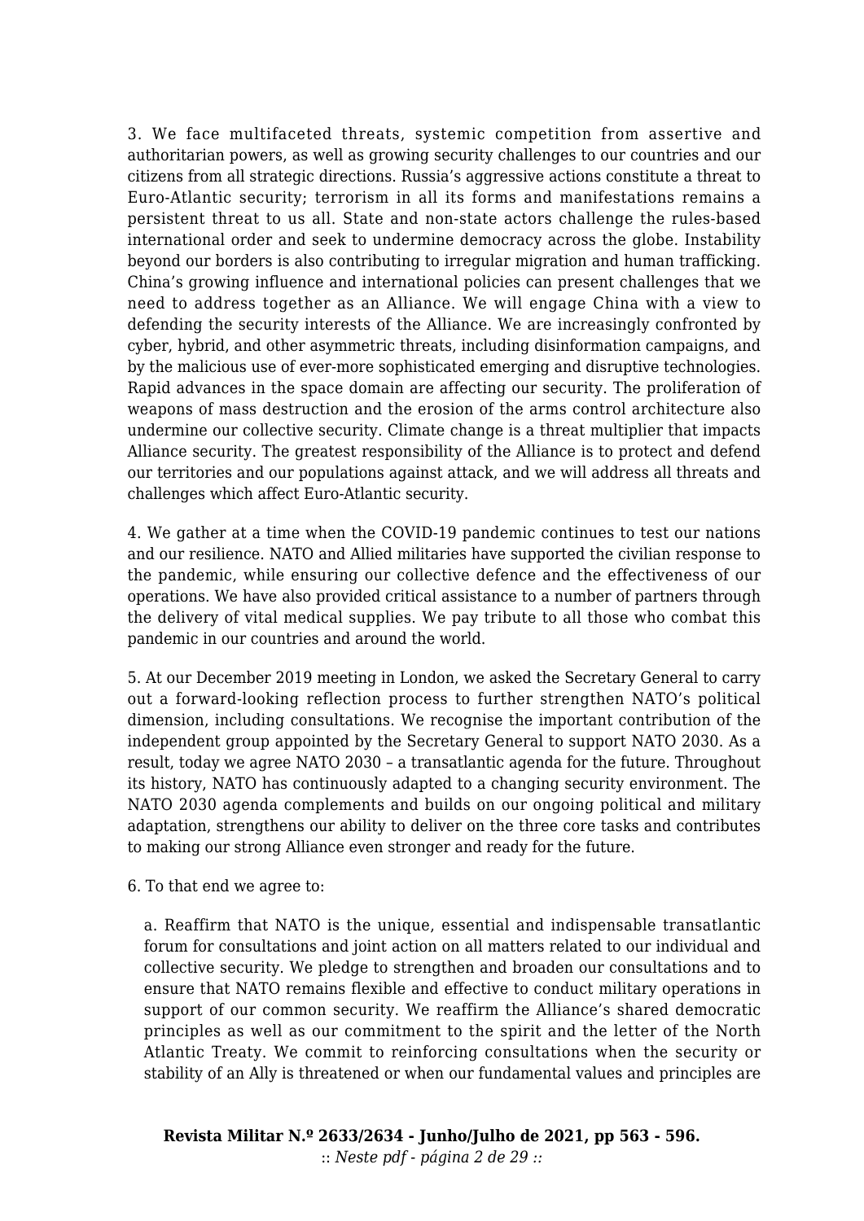3. We face multifaceted threats, systemic competition from assertive and authoritarian powers, as well as growing security challenges to our countries and our citizens from all strategic directions. Russia's aggressive actions constitute a threat to Euro-Atlantic security; terrorism in all its forms and manifestations remains a persistent threat to us all. State and non-state actors challenge the rules-based international order and seek to undermine democracy across the globe. Instability beyond our borders is also contributing to irregular migration and human trafficking. China's growing influence and international policies can present challenges that we need to address together as an Alliance. We will engage China with a view to defending the security interests of the Alliance. We are increasingly confronted by cyber, hybrid, and other asymmetric threats, including disinformation campaigns, and by the malicious use of ever-more sophisticated emerging and disruptive technologies. Rapid advances in the space domain are affecting our security. The proliferation of weapons of mass destruction and the erosion of the arms control architecture also undermine our collective security. Climate change is a threat multiplier that impacts Alliance security. The greatest responsibility of the Alliance is to protect and defend our territories and our populations against attack, and we will address all threats and challenges which affect Euro-Atlantic security.

4. We gather at a time when the COVID-19 pandemic continues to test our nations and our resilience. NATO and Allied militaries have supported the civilian response to the pandemic, while ensuring our collective defence and the effectiveness of our operations. We have also provided critical assistance to a number of partners through the delivery of vital medical supplies. We pay tribute to all those who combat this pandemic in our countries and around the world.

5. At our December 2019 meeting in London, we asked the Secretary General to carry out a forward-looking reflection process to further strengthen NATO's political dimension, including consultations. We recognise the important contribution of the independent group appointed by the Secretary General to support NATO 2030. As a result, today we agree NATO 2030 – a transatlantic agenda for the future. Throughout its history, NATO has continuously adapted to a changing security environment. The NATO 2030 agenda complements and builds on our ongoing political and military adaptation, strengthens our ability to deliver on the three core tasks and contributes to making our strong Alliance even stronger and ready for the future.

6. To that end we agree to:

a. Reaffirm that NATO is the unique, essential and indispensable transatlantic forum for consultations and joint action on all matters related to our individual and collective security. We pledge to strengthen and broaden our consultations and to ensure that NATO remains flexible and effective to conduct military operations in support of our common security. We reaffirm the Alliance's shared democratic principles as well as our commitment to the spirit and the letter of the North Atlantic Treaty. We commit to reinforcing consultations when the security or stability of an Ally is threatened or when our fundamental values and principles are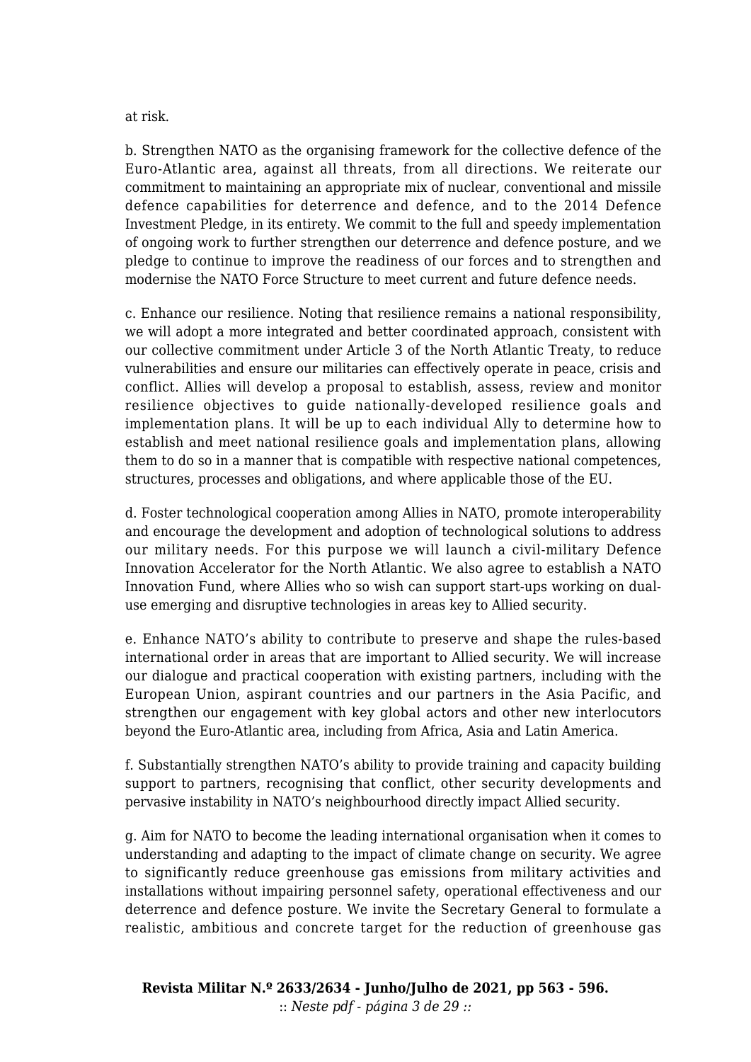at risk.

b. Strengthen NATO as the organising framework for the collective defence of the Euro-Atlantic area, against all threats, from all directions. We reiterate our commitment to maintaining an appropriate mix of nuclear, conventional and missile defence capabilities for deterrence and defence, and to the 2014 Defence Investment Pledge, in its entirety. We commit to the full and speedy implementation of ongoing work to further strengthen our deterrence and defence posture, and we pledge to continue to improve the readiness of our forces and to strengthen and modernise the NATO Force Structure to meet current and future defence needs.

c. Enhance our resilience. Noting that resilience remains a national responsibility, we will adopt a more integrated and better coordinated approach, consistent with our collective commitment under Article 3 of the North Atlantic Treaty, to reduce vulnerabilities and ensure our militaries can effectively operate in peace, crisis and conflict. Allies will develop a proposal to establish, assess, review and monitor resilience objectives to guide nationally-developed resilience goals and implementation plans. It will be up to each individual Ally to determine how to establish and meet national resilience goals and implementation plans, allowing them to do so in a manner that is compatible with respective national competences, structures, processes and obligations, and where applicable those of the EU.

d. Foster technological cooperation among Allies in NATO, promote interoperability and encourage the development and adoption of technological solutions to address our military needs. For this purpose we will launch a civil-military Defence Innovation Accelerator for the North Atlantic. We also agree to establish a NATO Innovation Fund, where Allies who so wish can support start-ups working on dual-use emerging and disruptive technologies in areas key to Allied security.

e. Enhance NATO's ability to contribute to preserve and shape the rules-based international order in areas that are important to Allied security. We will increase our dialogue and practical cooperation with existing partners, including with the European Union, aspirant countries and our partners in the Asia Pacific, and strengthen our engagement with key global actors and other new interlocutors beyond the Euro-Atlantic area, including from Africa, Asia and Latin America.

f. Substantially strengthen NATO's ability to provide training and capacity building support to partners, recognising that conflict, other security developments and pervasive instability in NATO's neighbourhood directly impact Allied security.

g. Aim for NATO to become the leading international organisation when it comes to understanding and adapting to the impact of climate change on security. We agree to significantly reduce greenhouse gas emissions from military activities and installations without impairing personnel safety, operational effectiveness and our deterrence and defence posture. We invite the Secretary General to formulate a realistic, ambitious and concrete target for the reduction of greenhouse gas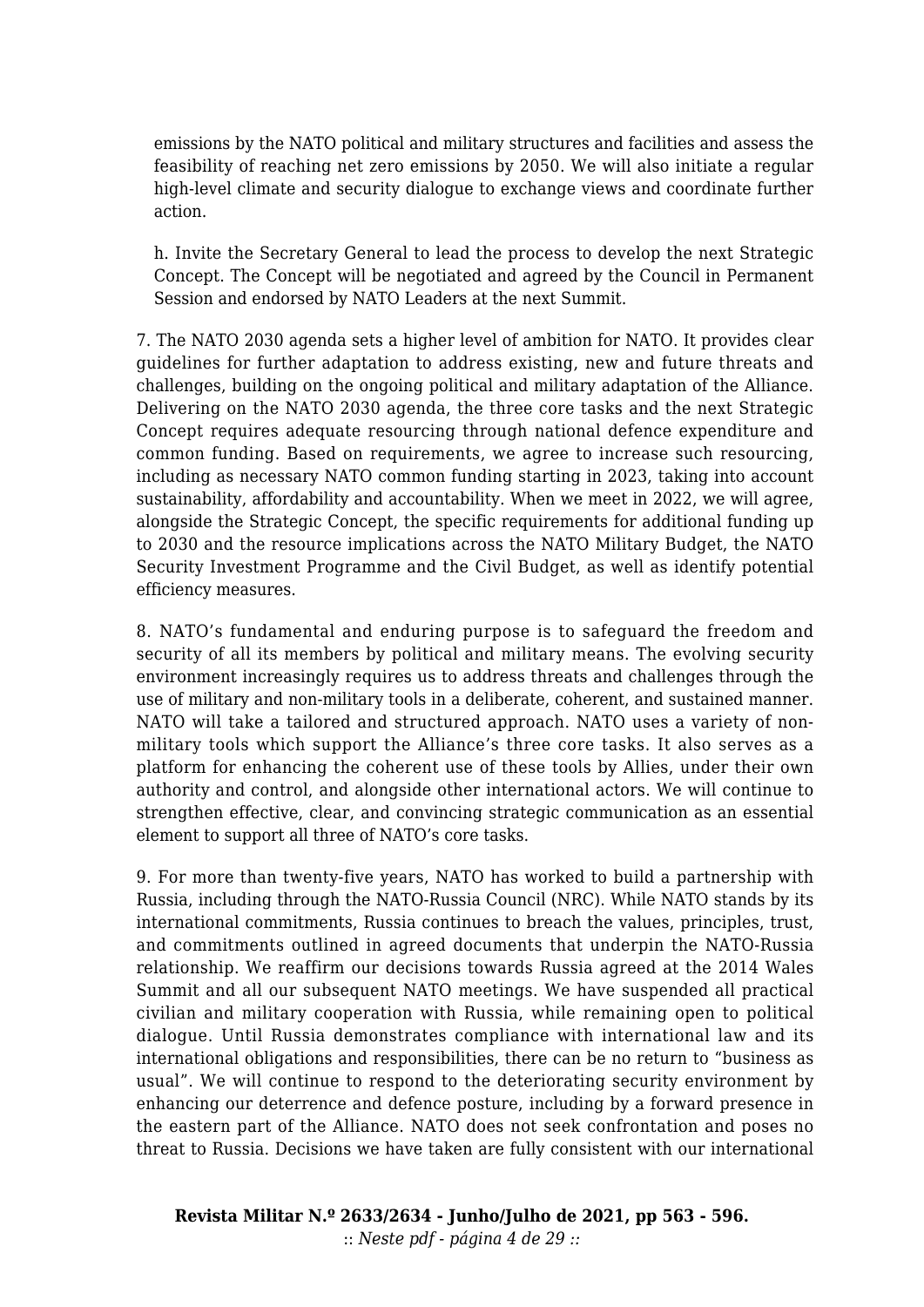emissions by the NATO political and military structures and facilities and assess the feasibility of reaching net zero emissions by 2050. We will also initiate a regular high-level climate and security dialogue to exchange views and coordinate further action.

h. Invite the Secretary General to lead the process to develop the next Strategic Concept. The Concept will be negotiated and agreed by the Council in Permanent Session and endorsed by NATO Leaders at the next Summit.

7. The NATO 2030 agenda sets a higher level of ambition for NATO. It provides clear guidelines for further adaptation to address existing, new and future threats and challenges, building on the ongoing political and military adaptation of the Alliance. Delivering on the NATO 2030 agenda, the three core tasks and the next Strategic Concept requires adequate resourcing through national defence expenditure and common funding. Based on requirements, we agree to increase such resourcing, including as necessary NATO common funding starting in 2023, taking into account sustainability, affordability and accountability. When we meet in 2022, we will agree, alongside the Strategic Concept, the specific requirements for additional funding up to 2030 and the resource implications across the NATO Military Budget, the NATO Security Investment Programme and the Civil Budget, as well as identify potential efficiency measures.

8. NATO's fundamental and enduring purpose is to safeguard the freedom and security of all its members by political and military means. The evolving security environment increasingly requires us to address threats and challenges through the use of military and non-military tools in a deliberate, coherent, and sustained manner. NATO will take a tailored and structured approach. NATO uses a variety of non-military tools which support the Alliance's three core tasks. It also serves as a platform for enhancing the coherent use of these tools by Allies, under their own authority and control, and alongside other international actors. We will continue to strengthen effective, clear, and convincing strategic communication as an essential element to support all three of NATO's core tasks.

9. For more than twenty-five years, NATO has worked to build a partnership with Russia, including through the NATO-Russia Council (NRC). While NATO stands by its international commitments, Russia continues to breach the values, principles, trust, and commitments outlined in agreed documents that underpin the NATO-Russia relationship. We reaffirm our decisions towards Russia agreed at the 2014 Wales Summit and all our subsequent NATO meetings. We have suspended all practical civilian and military cooperation with Russia, while remaining open to political dialogue. Until Russia demonstrates compliance with international law and its international obligations and responsibilities, there can be no return to "business as usual". We will continue to respond to the deteriorating security environment by enhancing our deterrence and defence posture, including by a forward presence in the eastern part of the Alliance. NATO does not seek confrontation and poses no threat to Russia. Decisions we have taken are fully consistent with our international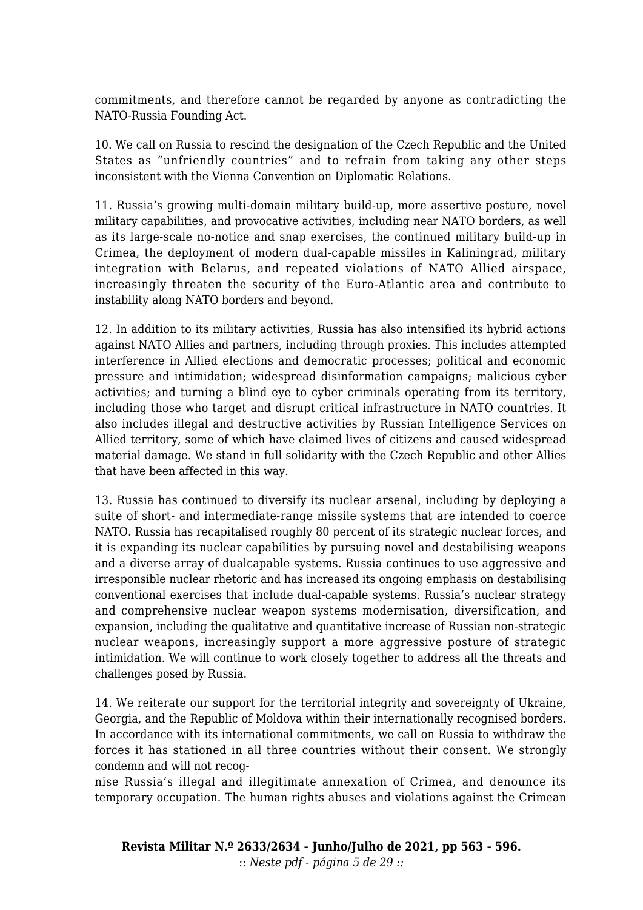commitments, and therefore cannot be regarded by anyone as contradicting the NATO-Russia Founding Act.

10. We call on Russia to rescind the designation of the Czech Republic and the United States as "unfriendly countries" and to refrain from taking any other steps inconsistent with the Vienna Convention on Diplomatic Relations.

11. Russia's growing multi-domain military build-up, more assertive posture, novel military capabilities, and provocative activities, including near NATO borders, as well as its large-scale no-notice and snap exercises, the continued military build-up in Crimea, the deployment of modern dual-capable missiles in Kaliningrad, military integration with Belarus, and repeated violations of NATO Allied airspace, increasingly threaten the security of the Euro-Atlantic area and contribute to instability along NATO borders and beyond.

12. In addition to its military activities, Russia has also intensified its hybrid actions against NATO Allies and partners, including through proxies. This includes attempted interference in Allied elections and democratic processes; political and economic pressure and intimidation; widespread disinformation campaigns; malicious cyber activities; and turning a blind eye to cyber criminals operating from its territory, including those who target and disrupt critical infrastructure in NATO countries. It also includes illegal and destructive activities by Russian Intelligence Services on Allied territory, some of which have claimed lives of citizens and caused widespread material damage. We stand in full solidarity with the Czech Republic and other Allies that have been affected in this way.

13. Russia has continued to diversify its nuclear arsenal, including by deploying a suite of short- and intermediate-range missile systems that are intended to coerce NATO. Russia has recapitalised roughly 80 percent of its strategic nuclear forces, and it is expanding its nuclear capabilities by pursuing novel and destabilising weapons and a diverse array of dualcapable systems. Russia continues to use aggressive and irresponsible nuclear rhetoric and has increased its ongoing emphasis on destabilising conventional exercises that include dual-capable systems. Russia's nuclear strategy and comprehensive nuclear weapon systems modernisation, diversification, and expansion, including the qualitative and quantitative increase of Russian non-strategic nuclear weapons, increasingly support a more aggressive posture of strategic intimidation. We will continue to work closely together to address all the threats and challenges posed by Russia.

14. We reiterate our support for the territorial integrity and sovereignty of Ukraine, Georgia, and the Republic of Moldova within their internationally recognised borders. In accordance with its international commitments, we call on Russia to withdraw the forces it has stationed in all three countries without their consent. We strongly condemn and will not recognise Russia's illegal and illegitimate annexation of Crimea, and denounce its temporary occupation. The human rights abuses and violations against the Crimean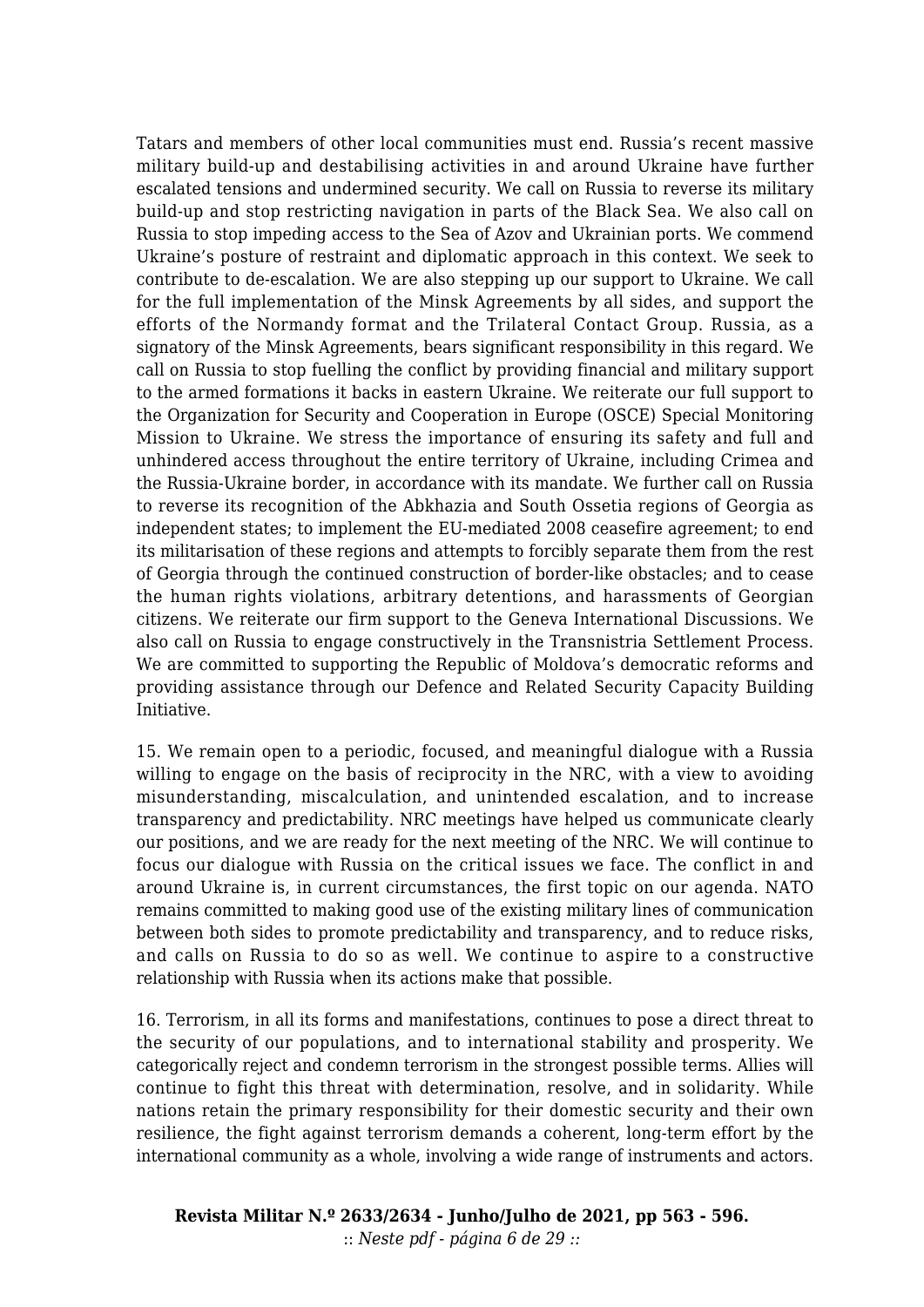Tatars and members of other local communities must end. Russia's recent massive military build-up and destabilising activities in and around Ukraine have further escalated tensions and undermined security. We call on Russia to reverse its military build-up and stop restricting navigation in parts of the Black Sea. We also call on Russia to stop impeding access to the Sea of Azov and Ukrainian ports. We commend Ukraine's posture of restraint and diplomatic approach in this context. We seek to contribute to de-escalation. We are also stepping up our support to Ukraine. We call for the full implementation of the Minsk Agreements by all sides, and support the efforts of the Normandy format and the Trilateral Contact Group. Russia, as a signatory of the Minsk Agreements, bears significant responsibility in this regard. We call on Russia to stop fuelling the conflict by providing financial and military support to the armed formations it backs in eastern Ukraine. We reiterate our full support to the Organization for Security and Cooperation in Europe (OSCE) Special Monitoring Mission to Ukraine. We stress the importance of ensuring its safety and full and unhindered access throughout the entire territory of Ukraine, including Crimea and the Russia-Ukraine border, in accordance with its mandate. We further call on Russia to reverse its recognition of the Abkhazia and South Ossetia regions of Georgia as independent states; to implement the EU-mediated 2008 ceasefire agreement; to end its militarisation of these regions and attempts to forcibly separate them from the rest of Georgia through the continued construction of border-like obstacles; and to cease the human rights violations, arbitrary detentions, and harassments of Georgian citizens. We reiterate our firm support to the Geneva International Discussions. We also call on Russia to engage constructively in the Transnistria Settlement Process. We are committed to supporting the Republic of Moldova's democratic reforms and providing assistance through our Defence and Related Security Capacity Building Initiative.

15. We remain open to a periodic, focused, and meaningful dialogue with a Russia willing to engage on the basis of reciprocity in the NRC, with a view to avoiding misunderstanding, miscalculation, and unintended escalation, and to increase transparency and predictability. NRC meetings have helped us communicate clearly our positions, and we are ready for the next meeting of the NRC. We will continue to focus our dialogue with Russia on the critical issues we face. The conflict in and around Ukraine is, in current circumstances, the first topic on our agenda. NATO remains committed to making good use of the existing military lines of communication between both sides to promote predictability and transparency, and to reduce risks, and calls on Russia to do so as well. We continue to aspire to a constructive relationship with Russia when its actions make that possible.

16. Terrorism, in all its forms and manifestations, continues to pose a direct threat to the security of our populations, and to international stability and prosperity. We categorically reject and condemn terrorism in the strongest possible terms. Allies will continue to fight this threat with determination, resolve, and in solidarity. While nations retain the primary responsibility for their domestic security and their own resilience, the fight against terrorism demands a coherent, long-term effort by the international community as a whole, involving a wide range of instruments and actors.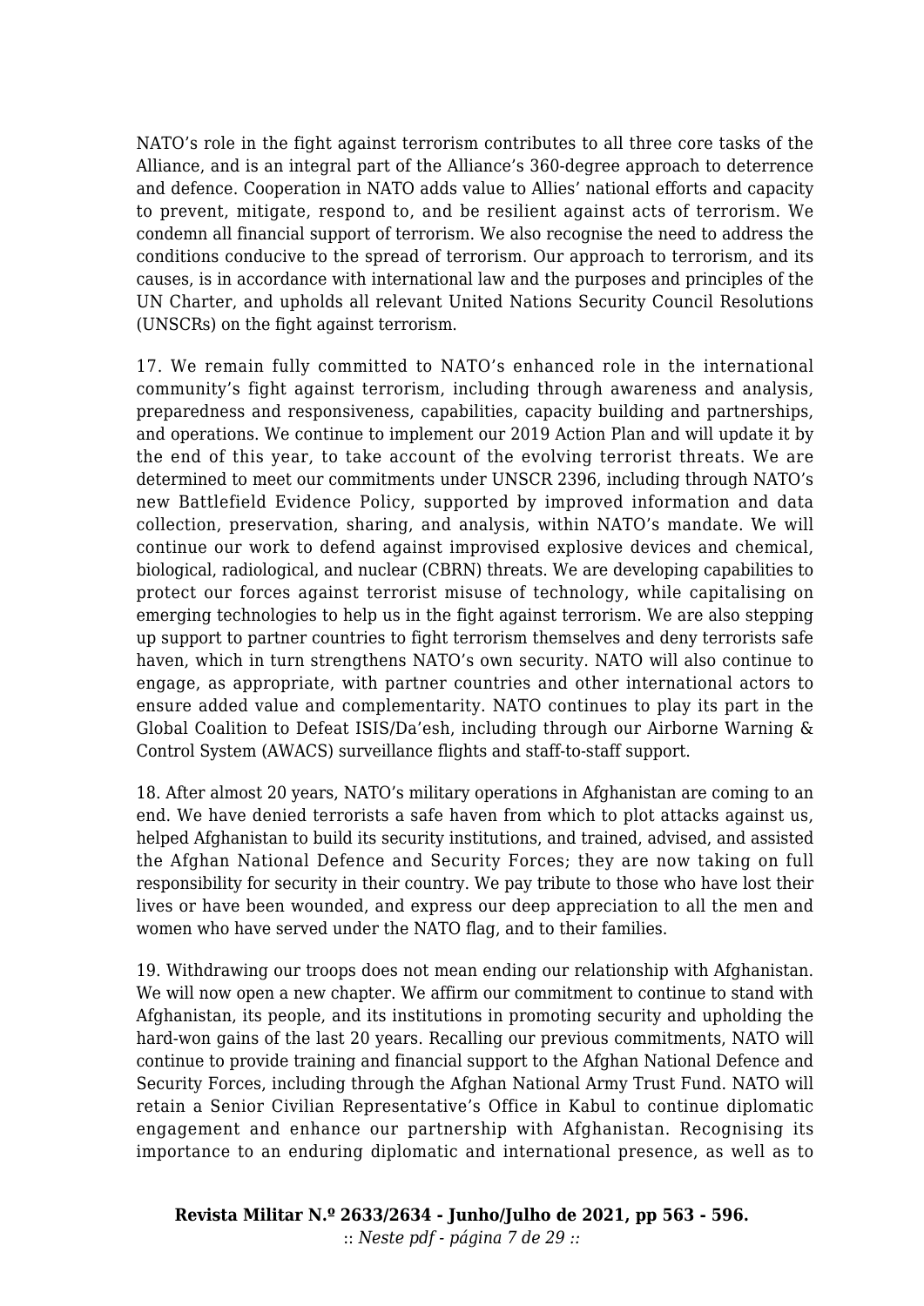NATO's role in the fight against terrorism contributes to all three core tasks of the Alliance, and is an integral part of the Alliance's 360-degree approach to deterrence and defence. Cooperation in NATO adds value to Allies' national efforts and capacity to prevent, mitigate, respond to, and be resilient against acts of terrorism. We condemn all financial support of terrorism. We also recognise the need to address the conditions conducive to the spread of terrorism. Our approach to terrorism, and its causes, is in accordance with international law and the purposes and principles of the UN Charter, and upholds all relevant United Nations Security Council Resolutions (UNSCRs) on the fight against terrorism.

17. We remain fully committed to NATO's enhanced role in the international community's fight against terrorism, including through awareness and analysis, preparedness and responsiveness, capabilities, capacity building and partnerships, and operations. We continue to implement our 2019 Action Plan and will update it by the end of this year, to take account of the evolving terrorist threats. We are determined to meet our commitments under UNSCR 2396, including through NATO's new Battlefield Evidence Policy, supported by improved information and data collection, preservation, sharing, and analysis, within NATO's mandate. We will continue our work to defend against improvised explosive devices and chemical, biological, radiological, and nuclear (CBRN) threats. We are developing capabilities to protect our forces against terrorist misuse of technology, while capitalising on emerging technologies to help us in the fight against terrorism. We are also stepping up support to partner countries to fight terrorism themselves and deny terrorists safe haven, which in turn strengthens NATO's own security. NATO will also continue to engage, as appropriate, with partner countries and other international actors to ensure added value and complementarity. NATO continues to play its part in the Global Coalition to Defeat ISIS/Da'esh, including through our Airborne Warning & Control System (AWACS) surveillance flights and staff-to-staff support.

18. After almost 20 years, NATO's military operations in Afghanistan are coming to an end. We have denied terrorists a safe haven from which to plot attacks against us, helped Afghanistan to build its security institutions, and trained, advised, and assisted the Afghan National Defence and Security Forces; they are now taking on full responsibility for security in their country. We pay tribute to those who have lost their lives or have been wounded, and express our deep appreciation to all the men and women who have served under the NATO flag, and to their families.

19. Withdrawing our troops does not mean ending our relationship with Afghanistan. We will now open a new chapter. We affirm our commitment to continue to stand with Afghanistan, its people, and its institutions in promoting security and upholding the hard-won gains of the last 20 years. Recalling our previous commitments, NATO will continue to provide training and financial support to the Afghan National Defence and Security Forces, including through the Afghan National Army Trust Fund. NATO will retain a Senior Civilian Representative's Office in Kabul to continue diplomatic engagement and enhance our partnership with Afghanistan. Recognising its importance to an enduring diplomatic and international presence, as well as to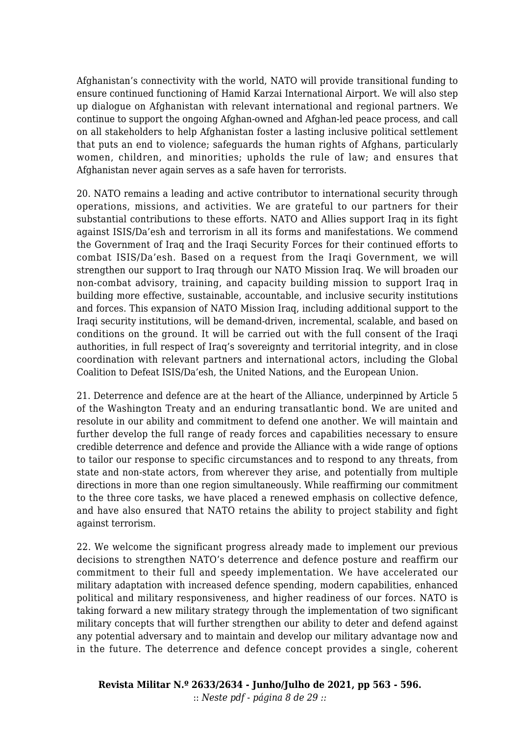Afghanistan's connectivity with the world, NATO will provide transitional funding to ensure continued functioning of Hamid Karzai International Airport. We will also step up dialogue on Afghanistan with relevant international and regional partners. We continue to support the ongoing Afghan-owned and Afghan-led peace process, and call on all stakeholders to help Afghanistan foster a lasting inclusive political settlement that puts an end to violence; safeguards the human rights of Afghans, particularly women, children, and minorities; upholds the rule of law; and ensures that Afghanistan never again serves as a safe haven for terrorists.

20. NATO remains a leading and active contributor to international security through operations, missions, and activities. We are grateful to our partners for their substantial contributions to these efforts. NATO and Allies support Iraq in its fight against ISIS/Da'esh and terrorism in all its forms and manifestations. We commend the Government of Iraq and the Iraqi Security Forces for their continued efforts to combat ISIS/Da'esh. Based on a request from the Iraqi Government, we will strengthen our support to Iraq through our NATO Mission Iraq. We will broaden our non-combat advisory, training, and capacity building mission to support Iraq in building more effective, sustainable, accountable, and inclusive security institutions and forces. This expansion of NATO Mission Iraq, including additional support to the Iraqi security institutions, will be demand-driven, incremental, scalable, and based on conditions on the ground. It will be carried out with the full consent of the Iraqi authorities, in full respect of Iraq's sovereignty and territorial integrity, and in close coordination with relevant partners and international actors, including the Global Coalition to Defeat ISIS/Da'esh, the United Nations, and the European Union.

21. Deterrence and defence are at the heart of the Alliance, underpinned by Article 5 of the Washington Treaty and an enduring transatlantic bond. We are united and resolute in our ability and commitment to defend one another. We will maintain and further develop the full range of ready forces and capabilities necessary to ensure credible deterrence and defence and provide the Alliance with a wide range of options to tailor our response to specific circumstances and to respond to any threats, from state and non-state actors, from wherever they arise, and potentially from multiple directions in more than one region simultaneously. While reaffirming our commitment to the three core tasks, we have placed a renewed emphasis on collective defence, and have also ensured that NATO retains the ability to project stability and fight against terrorism.

22. We welcome the significant progress already made to implement our previous decisions to strengthen NATO's deterrence and defence posture and reaffirm our commitment to their full and speedy implementation. We have accelerated our military adaptation with increased defence spending, modern capabilities, enhanced political and military responsiveness, and higher readiness of our forces. NATO is taking forward a new military strategy through the implementation of two significant military concepts that will further strengthen our ability to deter and defend against any potential adversary and to maintain and develop our military advantage now and in the future. The deterrence and defence concept provides a single, coherent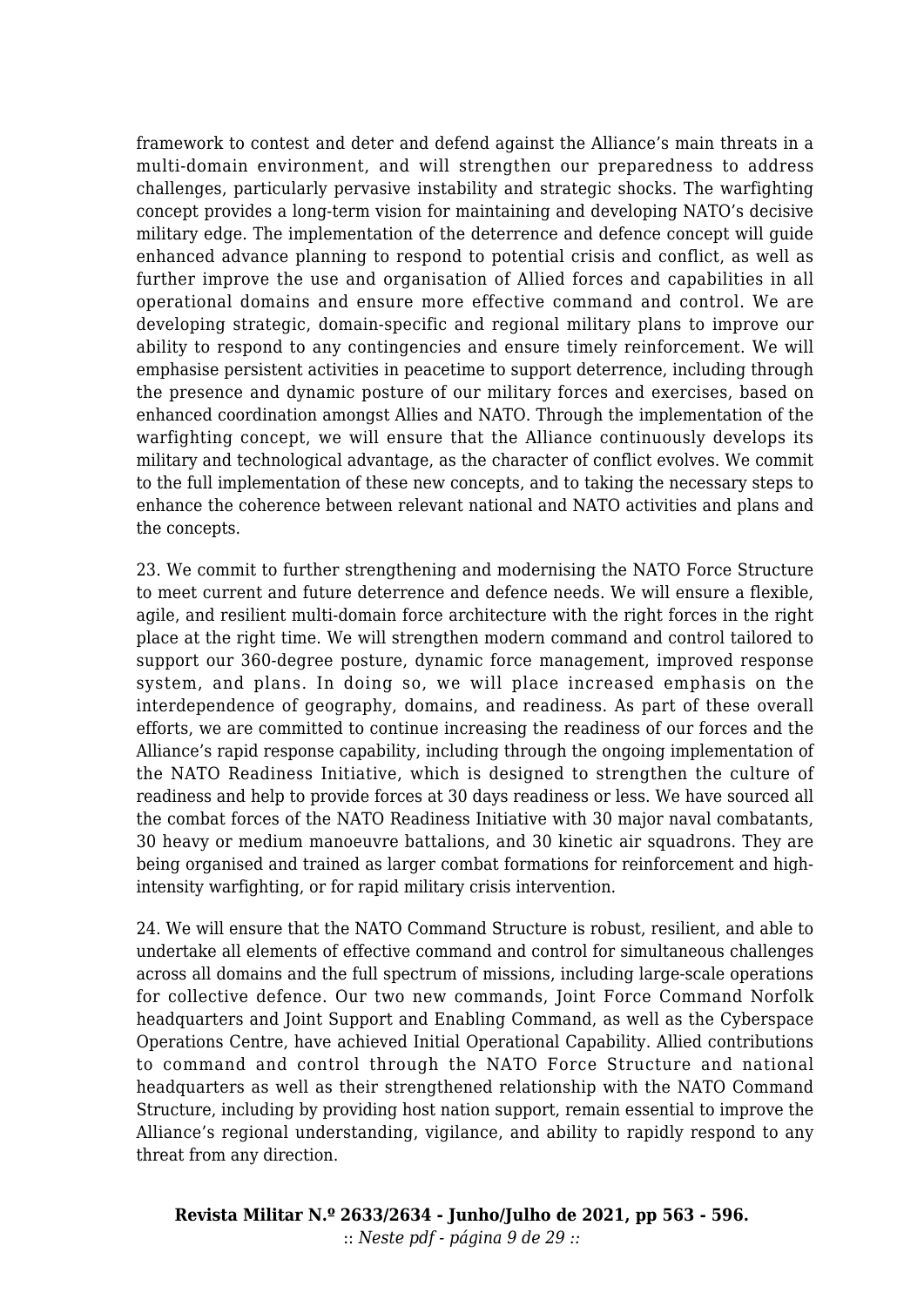framework to contest and deter and defend against the Alliance's main threats in a multi-domain environment, and will strengthen our preparedness to address challenges, particularly pervasive instability and strategic shocks. The warfighting concept provides a long-term vision for maintaining and developing NATO's decisive military edge. The implementation of the deterrence and defence concept will guide enhanced advance planning to respond to potential crisis and conflict, as well as further improve the use and organisation of Allied forces and capabilities in all operational domains and ensure more effective command and control. We are developing strategic, domain-specific and regional military plans to improve our ability to respond to any contingencies and ensure timely reinforcement. We will emphasise persistent activities in peacetime to support deterrence, including through the presence and dynamic posture of our military forces and exercises, based on enhanced coordination amongst Allies and NATO. Through the implementation of the warfighting concept, we will ensure that the Alliance continuously develops its military and technological advantage, as the character of conflict evolves. We commit to the full implementation of these new concepts, and to taking the necessary steps to enhance the coherence between relevant national and NATO activities and plans and the concepts.

23. We commit to further strengthening and modernising the NATO Force Structure to meet current and future deterrence and defence needs. We will ensure a flexible, agile, and resilient multi-domain force architecture with the right forces in the right place at the right time. We will strengthen modern command and control tailored to support our 360-degree posture, dynamic force management, improved response system, and plans. In doing so, we will place increased emphasis on the interdependence of geography, domains, and readiness. As part of these overall efforts, we are committed to continue increasing the readiness of our forces and the Alliance's rapid response capability, including through the ongoing implementation of the NATO Readiness Initiative, which is designed to strengthen the culture of readiness and help to provide forces at 30 days readiness or less. We have sourced all the combat forces of the NATO Readiness Initiative with 30 major naval combatants, 30 heavy or medium manoeuvre battalions, and 30 kinetic air squadrons. They are being organised and trained as larger combat formations for reinforcement and high-intensity warfighting, or for rapid military crisis intervention.

24. We will ensure that the NATO Command Structure is robust, resilient, and able to undertake all elements of effective command and control for simultaneous challenges across all domains and the full spectrum of missions, including large-scale operations for collective defence. Our two new commands, Joint Force Command Norfolk headquarters and Joint Support and Enabling Command, as well as the Cyberspace Operations Centre, have achieved Initial Operational Capability. Allied contributions to command and control through the NATO Force Structure and national headquarters as well as their strengthened relationship with the NATO Command Structure, including by providing host nation support, remain essential to improve the Alliance's regional understanding, vigilance, and ability to rapidly respond to any threat from any direction.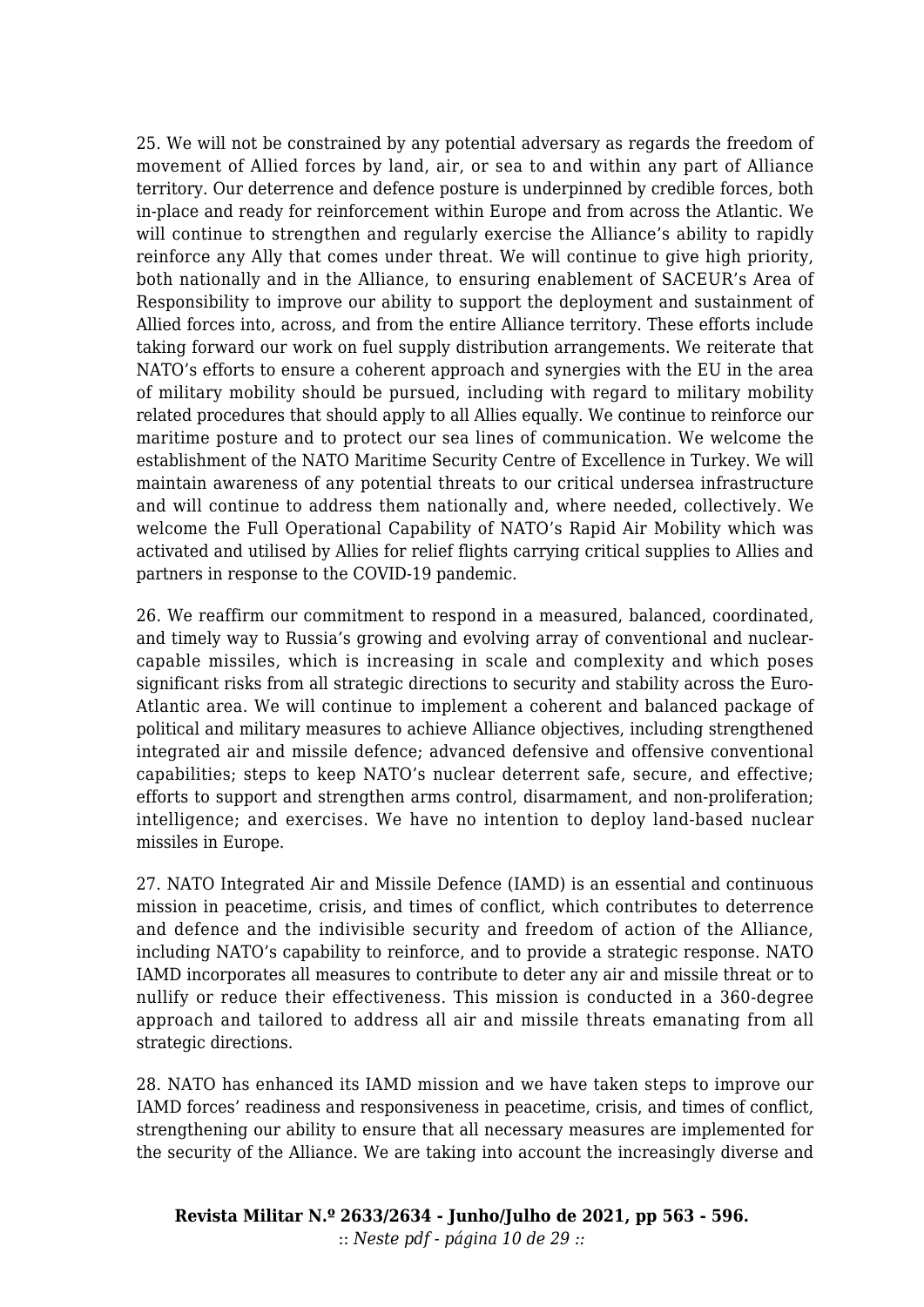25. We will not be constrained by any potential adversary as regards the freedom of movement of Allied forces by land, air, or sea to and within any part of Alliance territory. Our deterrence and defence posture is underpinned by credible forces, both in-place and ready for reinforcement within Europe and from across the Atlantic. We will continue to strengthen and regularly exercise the Alliance's ability to rapidly reinforce any Ally that comes under threat. We will continue to give high priority, both nationally and in the Alliance, to ensuring enablement of SACEUR's Area of Responsibility to improve our ability to support the deployment and sustainment of Allied forces into, across, and from the entire Alliance territory. These efforts include taking forward our work on fuel supply distribution arrangements. We reiterate that NATO's efforts to ensure a coherent approach and synergies with the EU in the area of military mobility should be pursued, including with regard to military mobility related procedures that should apply to all Allies equally. We continue to reinforce our maritime posture and to protect our sea lines of communication. We welcome the establishment of the NATO Maritime Security Centre of Excellence in Turkey. We will maintain awareness of any potential threats to our critical undersea infrastructure and will continue to address them nationally and, where needed, collectively. We welcome the Full Operational Capability of NATO's Rapid Air Mobility which was activated and utilised by Allies for relief flights carrying critical supplies to Allies and partners in response to the COVID-19 pandemic.

26. We reaffirm our commitment to respond in a measured, balanced, coordinated, and timely way to Russia's growing and evolving array of conventional and nuclear-capable missiles, which is increasing in scale and complexity and which poses significant risks from all strategic directions to security and stability across the Euro-Atlantic area. We will continue to implement a coherent and balanced package of political and military measures to achieve Alliance objectives, including strengthened integrated air and missile defence; advanced defensive and offensive conventional capabilities; steps to keep NATO's nuclear deterrent safe, secure, and effective; efforts to support and strengthen arms control, disarmament, and non-proliferation; intelligence; and exercises. We have no intention to deploy land-based nuclear missiles in Europe.

27. NATO Integrated Air and Missile Defence (IAMD) is an essential and continuous mission in peacetime, crisis, and times of conflict, which contributes to deterrence and defence and the indivisible security and freedom of action of the Alliance, including NATO's capability to reinforce, and to provide a strategic response. NATO IAMD incorporates all measures to contribute to deter any air and missile threat or to nullify or reduce their effectiveness. This mission is conducted in a 360-degree approach and tailored to address all air and missile threats emanating from all strategic directions.

28. NATO has enhanced its IAMD mission and we have taken steps to improve our IAMD forces' readiness and responsiveness in peacetime, crisis, and times of conflict, strengthening our ability to ensure that all necessary measures are implemented for the security of the Alliance. We are taking into account the increasingly diverse and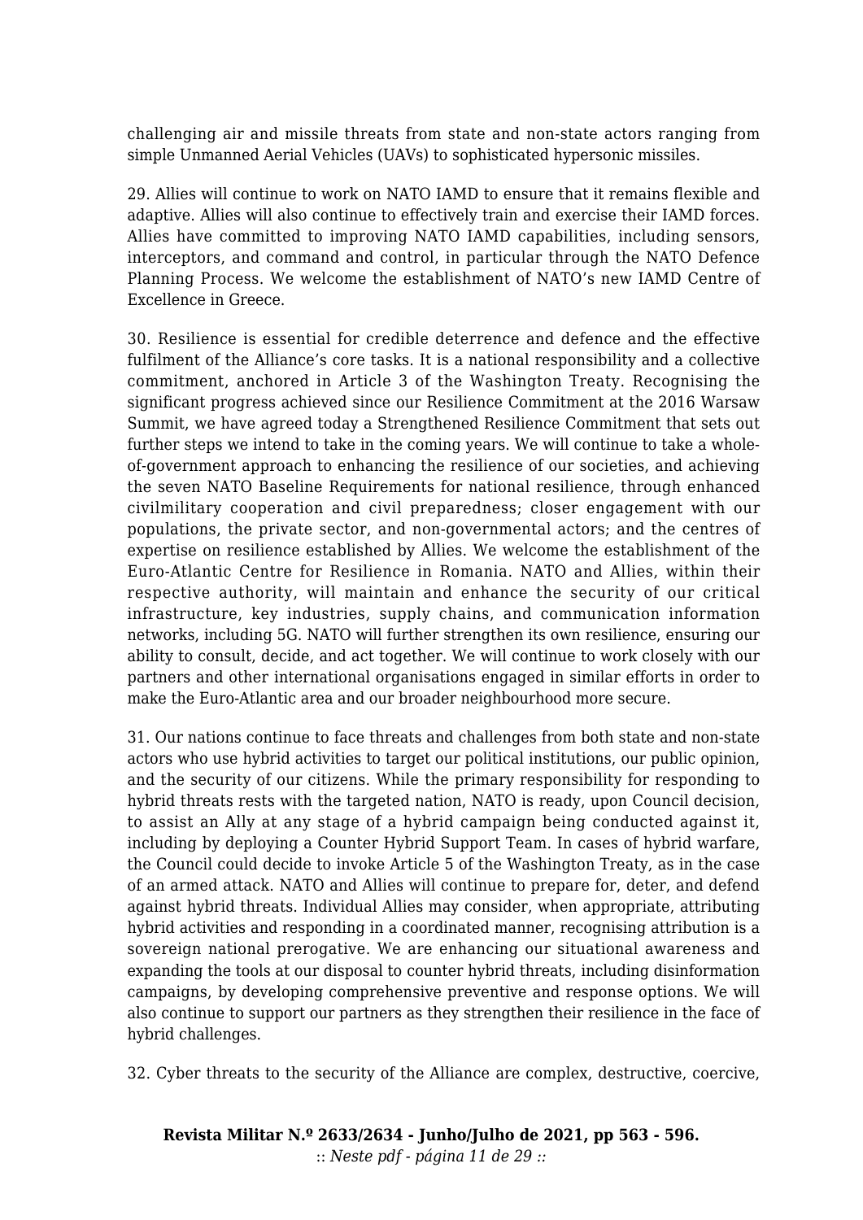challenging air and missile threats from state and non-state actors ranging from simple Unmanned Aerial Vehicles (UAVs) to sophisticated hypersonic missiles.

29. Allies will continue to work on NATO IAMD to ensure that it remains flexible and adaptive. Allies will also continue to effectively train and exercise their IAMD forces. Allies have committed to improving NATO IAMD capabilities, including sensors, interceptors, and command and control, in particular through the NATO Defence Planning Process. We welcome the establishment of NATO's new IAMD Centre of Excellence in Greece.

30. Resilience is essential for credible deterrence and defence and the effective fulfilment of the Alliance's core tasks. It is a national responsibility and a collective commitment, anchored in Article 3 of the Washington Treaty. Recognising the significant progress achieved since our Resilience Commitment at the 2016 Warsaw Summit, we have agreed today a Strengthened Resilience Commitment that sets out further steps we intend to take in the coming years. We will continue to take a whole-of-government approach to enhancing the resilience of our societies, and achieving the seven NATO Baseline Requirements for national resilience, through enhanced civilmilitary cooperation and civil preparedness; closer engagement with our populations, the private sector, and non-governmental actors; and the centres of expertise on resilience established by Allies. We welcome the establishment of the Euro-Atlantic Centre for Resilience in Romania. NATO and Allies, within their respective authority, will maintain and enhance the security of our critical infrastructure, key industries, supply chains, and communication information networks, including 5G. NATO will further strengthen its own resilience, ensuring our ability to consult, decide, and act together. We will continue to work closely with our partners and other international organisations engaged in similar efforts in order to make the Euro-Atlantic area and our broader neighbourhood more secure.

31. Our nations continue to face threats and challenges from both state and non-state actors who use hybrid activities to target our political institutions, our public opinion, and the security of our citizens. While the primary responsibility for responding to hybrid threats rests with the targeted nation, NATO is ready, upon Council decision, to assist an Ally at any stage of a hybrid campaign being conducted against it, including by deploying a Counter Hybrid Support Team. In cases of hybrid warfare, the Council could decide to invoke Article 5 of the Washington Treaty, as in the case of an armed attack. NATO and Allies will continue to prepare for, deter, and defend against hybrid threats. Individual Allies may consider, when appropriate, attributing hybrid activities and responding in a coordinated manner, recognising attribution is a sovereign national prerogative. We are enhancing our situational awareness and expanding the tools at our disposal to counter hybrid threats, including disinformation campaigns, by developing comprehensive preventive and response options. We will also continue to support our partners as they strengthen their resilience in the face of hybrid challenges.

32. Cyber threats to the security of the Alliance are complex, destructive, coercive,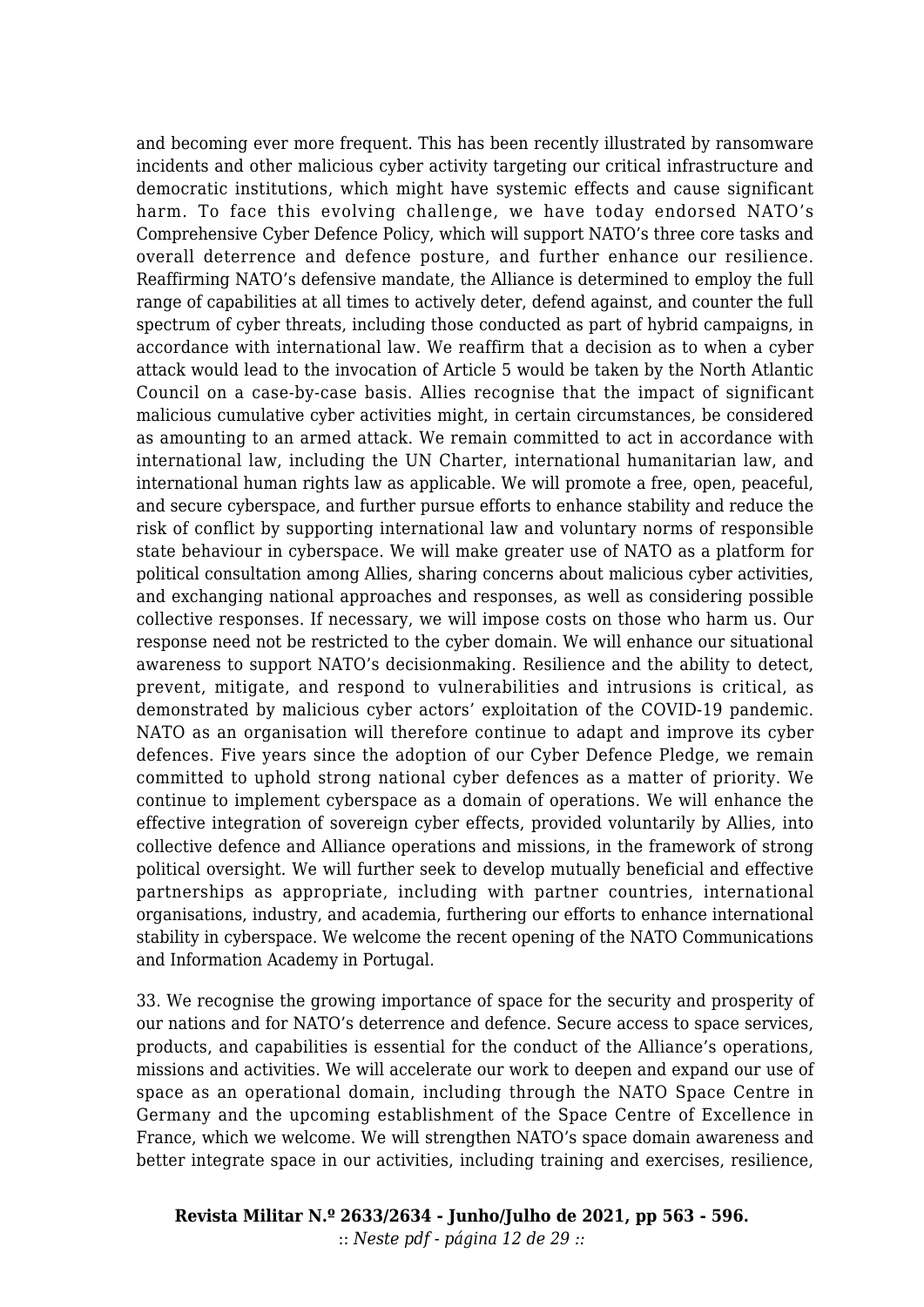and becoming ever more frequent. This has been recently illustrated by ransomware incidents and other malicious cyber activity targeting our critical infrastructure and democratic institutions, which might have systemic effects and cause significant harm. To face this evolving challenge, we have today endorsed NATO's Comprehensive Cyber Defence Policy, which will support NATO's three core tasks and overall deterrence and defence posture, and further enhance our resilience. Reaffirming NATO's defensive mandate, the Alliance is determined to employ the full range of capabilities at all times to actively deter, defend against, and counter the full spectrum of cyber threats, including those conducted as part of hybrid campaigns, in accordance with international law. We reaffirm that a decision as to when a cyber attack would lead to the invocation of Article 5 would be taken by the North Atlantic Council on a case-by-case basis. Allies recognise that the impact of significant malicious cumulative cyber activities might, in certain circumstances, be considered as amounting to an armed attack. We remain committed to act in accordance with international law, including the UN Charter, international humanitarian law, and international human rights law as applicable. We will promote a free, open, peaceful, and secure cyberspace, and further pursue efforts to enhance stability and reduce the risk of conflict by supporting international law and voluntary norms of responsible state behaviour in cyberspace. We will make greater use of NATO as a platform for political consultation among Allies, sharing concerns about malicious cyber activities, and exchanging national approaches and responses, as well as considering possible collective responses. If necessary, we will impose costs on those who harm us. Our response need not be restricted to the cyber domain. We will enhance our situational awareness to support NATO's decisionmaking. Resilience and the ability to detect, prevent, mitigate, and respond to vulnerabilities and intrusions is critical, as demonstrated by malicious cyber actors' exploitation of the COVID-19 pandemic. NATO as an organisation will therefore continue to adapt and improve its cyber defences. Five years since the adoption of our Cyber Defence Pledge, we remain committed to uphold strong national cyber defences as a matter of priority. We continue to implement cyberspace as a domain of operations. We will enhance the effective integration of sovereign cyber effects, provided voluntarily by Allies, into collective defence and Alliance operations and missions, in the framework of strong political oversight. We will further seek to develop mutually beneficial and effective partnerships as appropriate, including with partner countries, international organisations, industry, and academia, furthering our efforts to enhance international stability in cyberspace. We welcome the recent opening of the NATO Communications and Information Academy in Portugal.

33. We recognise the growing importance of space for the security and prosperity of our nations and for NATO's deterrence and defence. Secure access to space services, products, and capabilities is essential for the conduct of the Alliance's operations, missions and activities. We will accelerate our work to deepen and expand our use of space as an operational domain, including through the NATO Space Centre in Germany and the upcoming establishment of the Space Centre of Excellence in France, which we welcome. We will strengthen NATO's space domain awareness and better integrate space in our activities, including training and exercises, resilience,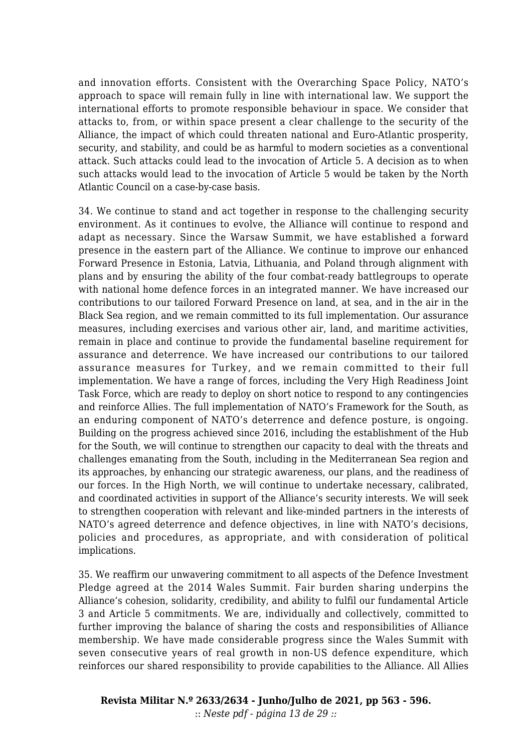and innovation efforts. Consistent with the Overarching Space Policy, NATO's approach to space will remain fully in line with international law. We support the international efforts to promote responsible behaviour in space. We consider that attacks to, from, or within space present a clear challenge to the security of the Alliance, the impact of which could threaten national and Euro-Atlantic prosperity, security, and stability, and could be as harmful to modern societies as a conventional attack. Such attacks could lead to the invocation of Article 5. A decision as to when such attacks would lead to the invocation of Article 5 would be taken by the North Atlantic Council on a case-by-case basis.

34. We continue to stand and act together in response to the challenging security environment. As it continues to evolve, the Alliance will continue to respond and adapt as necessary. Since the Warsaw Summit, we have established a forward presence in the eastern part of the Alliance. We continue to improve our enhanced Forward Presence in Estonia, Latvia, Lithuania, and Poland through alignment with plans and by ensuring the ability of the four combat-ready battlegroups to operate with national home defence forces in an integrated manner. We have increased our contributions to our tailored Forward Presence on land, at sea, and in the air in the Black Sea region, and we remain committed to its full implementation. Our assurance measures, including exercises and various other air, land, and maritime activities, remain in place and continue to provide the fundamental baseline requirement for assurance and deterrence. We have increased our contributions to our tailored assurance measures for Turkey, and we remain committed to their full implementation. We have a range of forces, including the Very High Readiness Joint Task Force, which are ready to deploy on short notice to respond to any contingencies and reinforce Allies. The full implementation of NATO's Framework for the South, as an enduring component of NATO's deterrence and defence posture, is ongoing. Building on the progress achieved since 2016, including the establishment of the Hub for the South, we will continue to strengthen our capacity to deal with the threats and challenges emanating from the South, including in the Mediterranean Sea region and its approaches, by enhancing our strategic awareness, our plans, and the readiness of our forces. In the High North, we will continue to undertake necessary, calibrated, and coordinated activities in support of the Alliance's security interests. We will seek to strengthen cooperation with relevant and like-minded partners in the interests of NATO's agreed deterrence and defence objectives, in line with NATO's decisions, policies and procedures, as appropriate, and with consideration of political implications.

35. We reaffirm our unwavering commitment to all aspects of the Defence Investment Pledge agreed at the 2014 Wales Summit. Fair burden sharing underpins the Alliance's cohesion, solidarity, credibility, and ability to fulfil our fundamental Article 3 and Article 5 commitments. We are, individually and collectively, committed to further improving the balance of sharing the costs and responsibilities of Alliance membership. We have made considerable progress since the Wales Summit with seven consecutive years of real growth in non-US defence expenditure, which reinforces our shared responsibility to provide capabilities to the Alliance. All Allies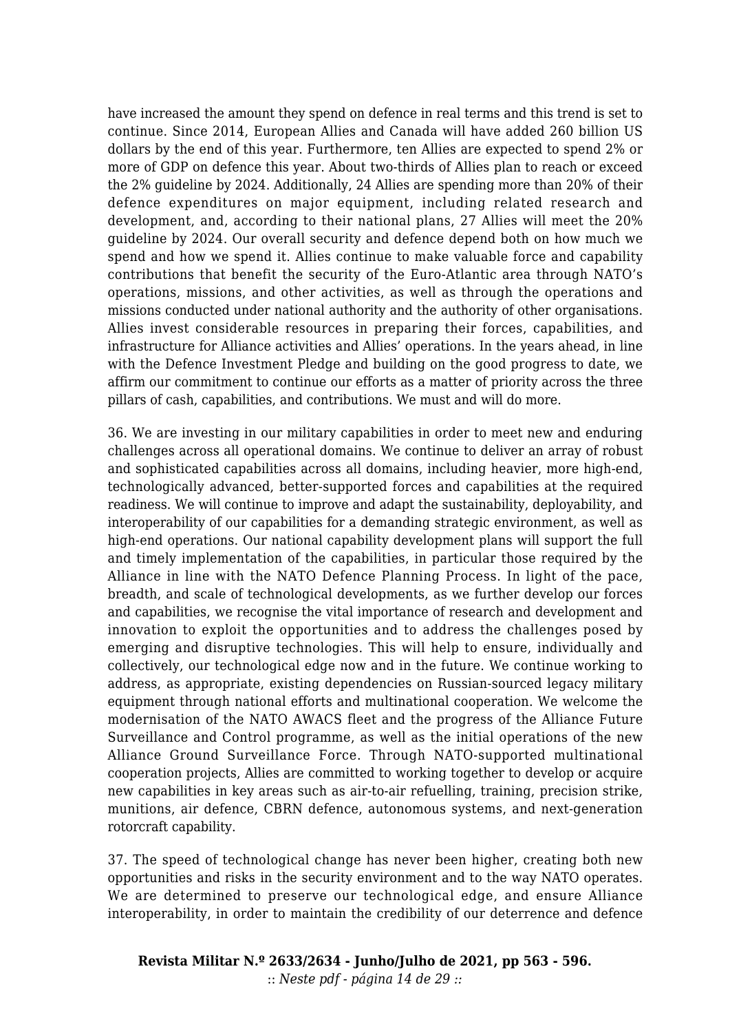have increased the amount they spend on defence in real terms and this trend is set to continue. Since 2014, European Allies and Canada will have added 260 billion US dollars by the end of this year. Furthermore, ten Allies are expected to spend 2% or more of GDP on defence this year. About two-thirds of Allies plan to reach or exceed the 2% guideline by 2024. Additionally, 24 Allies are spending more than 20% of their defence expenditures on major equipment, including related research and development, and, according to their national plans, 27 Allies will meet the 20% guideline by 2024. Our overall security and defence depend both on how much we spend and how we spend it. Allies continue to make valuable force and capability contributions that benefit the security of the Euro-Atlantic area through NATO's operations, missions, and other activities, as well as through the operations and missions conducted under national authority and the authority of other organisations. Allies invest considerable resources in preparing their forces, capabilities, and infrastructure for Alliance activities and Allies' operations. In the years ahead, in line with the Defence Investment Pledge and building on the good progress to date, we affirm our commitment to continue our efforts as a matter of priority across the three pillars of cash, capabilities, and contributions. We must and will do more.

36. We are investing in our military capabilities in order to meet new and enduring challenges across all operational domains. We continue to deliver an array of robust and sophisticated capabilities across all domains, including heavier, more high-end, technologically advanced, better-supported forces and capabilities at the required readiness. We will continue to improve and adapt the sustainability, deployability, and interoperability of our capabilities for a demanding strategic environment, as well as high-end operations. Our national capability development plans will support the full and timely implementation of the capabilities, in particular those required by the Alliance in line with the NATO Defence Planning Process. In light of the pace, breadth, and scale of technological developments, as we further develop our forces and capabilities, we recognise the vital importance of research and development and innovation to exploit the opportunities and to address the challenges posed by emerging and disruptive technologies. This will help to ensure, individually and collectively, our technological edge now and in the future. We continue working to address, as appropriate, existing dependencies on Russian-sourced legacy military equipment through national efforts and multinational cooperation. We welcome the modernisation of the NATO AWACS fleet and the progress of the Alliance Future Surveillance and Control programme, as well as the initial operations of the new Alliance Ground Surveillance Force. Through NATO-supported multinational cooperation projects, Allies are committed to working together to develop or acquire new capabilities in key areas such as air-to-air refuelling, training, precision strike, munitions, air defence, CBRN defence, autonomous systems, and next-generation rotorcraft capability.

37. The speed of technological change has never been higher, creating both new opportunities and risks in the security environment and to the way NATO operates. We are determined to preserve our technological edge, and ensure Alliance interoperability, in order to maintain the credibility of our deterrence and defence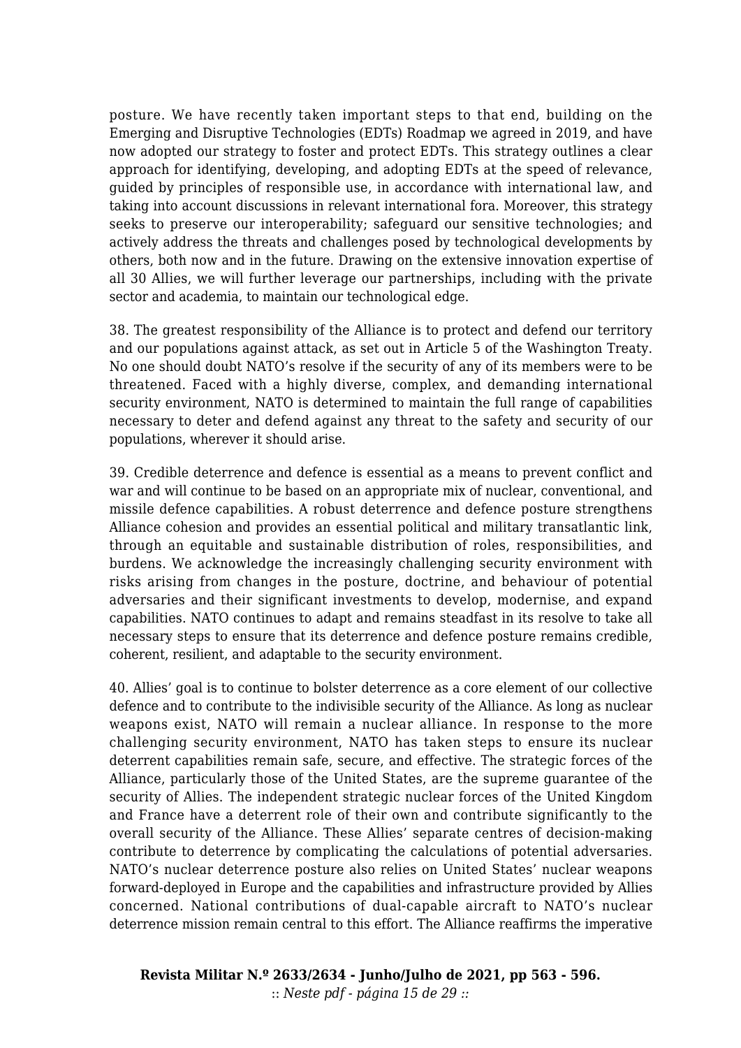posture. We have recently taken important steps to that end, building on the Emerging and Disruptive Technologies (EDTs) Roadmap we agreed in 2019, and have now adopted our strategy to foster and protect EDTs. This strategy outlines a clear approach for identifying, developing, and adopting EDTs at the speed of relevance, guided by principles of responsible use, in accordance with international law, and taking into account discussions in relevant international fora. Moreover, this strategy seeks to preserve our interoperability; safeguard our sensitive technologies; and actively address the threats and challenges posed by technological developments by others, both now and in the future. Drawing on the extensive innovation expertise of all 30 Allies, we will further leverage our partnerships, including with the private sector and academia, to maintain our technological edge.

38. The greatest responsibility of the Alliance is to protect and defend our territory and our populations against attack, as set out in Article 5 of the Washington Treaty. No one should doubt NATO's resolve if the security of any of its members were to be threatened. Faced with a highly diverse, complex, and demanding international security environment, NATO is determined to maintain the full range of capabilities necessary to deter and defend against any threat to the safety and security of our populations, wherever it should arise.

39. Credible deterrence and defence is essential as a means to prevent conflict and war and will continue to be based on an appropriate mix of nuclear, conventional, and missile defence capabilities. A robust deterrence and defence posture strengthens Alliance cohesion and provides an essential political and military transatlantic link, through an equitable and sustainable distribution of roles, responsibilities, and burdens. We acknowledge the increasingly challenging security environment with risks arising from changes in the posture, doctrine, and behaviour of potential adversaries and their significant investments to develop, modernise, and expand capabilities. NATO continues to adapt and remains steadfast in its resolve to take all necessary steps to ensure that its deterrence and defence posture remains credible, coherent, resilient, and adaptable to the security environment.

40. Allies' goal is to continue to bolster deterrence as a core element of our collective defence and to contribute to the indivisible security of the Alliance. As long as nuclear weapons exist, NATO will remain a nuclear alliance. In response to the more challenging security environment, NATO has taken steps to ensure its nuclear deterrent capabilities remain safe, secure, and effective. The strategic forces of the Alliance, particularly those of the United States, are the supreme guarantee of the security of Allies. The independent strategic nuclear forces of the United Kingdom and France have a deterrent role of their own and contribute significantly to the overall security of the Alliance. These Allies' separate centres of decision-making contribute to deterrence by complicating the calculations of potential adversaries. NATO's nuclear deterrence posture also relies on United States' nuclear weapons forward-deployed in Europe and the capabilities and infrastructure provided by Allies concerned. National contributions of dual-capable aircraft to NATO's nuclear deterrence mission remain central to this effort. The Alliance reaffirms the imperative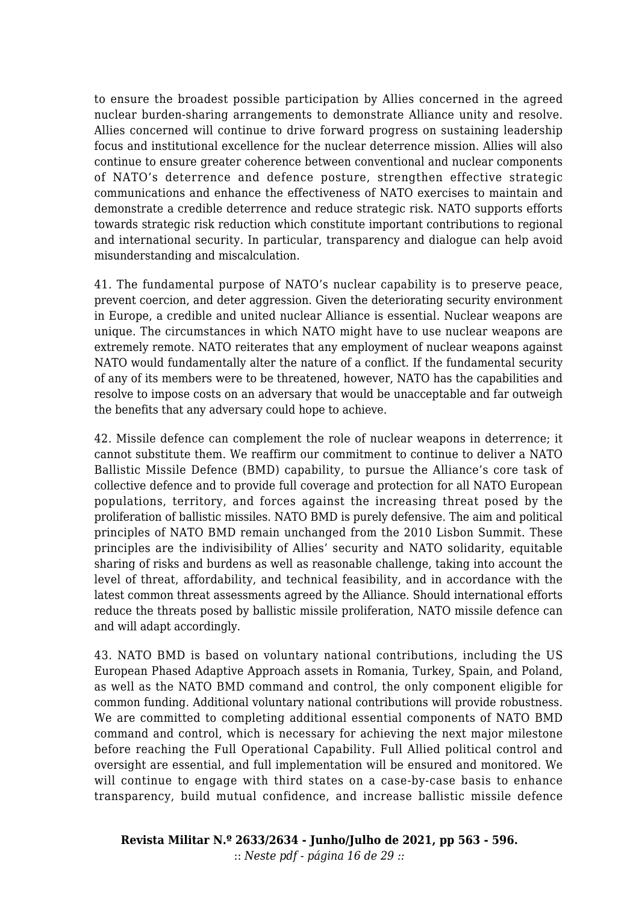to ensure the broadest possible participation by Allies concerned in the agreed nuclear burden-sharing arrangements to demonstrate Alliance unity and resolve. Allies concerned will continue to drive forward progress on sustaining leadership focus and institutional excellence for the nuclear deterrence mission. Allies will also continue to ensure greater coherence between conventional and nuclear components of NATO's deterrence and defence posture, strengthen effective strategic communications and enhance the effectiveness of NATO exercises to maintain and demonstrate a credible deterrence and reduce strategic risk. NATO supports efforts towards strategic risk reduction which constitute important contributions to regional and international security. In particular, transparency and dialogue can help avoid misunderstanding and miscalculation.

41. The fundamental purpose of NATO's nuclear capability is to preserve peace, prevent coercion, and deter aggression. Given the deteriorating security environment in Europe, a credible and united nuclear Alliance is essential. Nuclear weapons are unique. The circumstances in which NATO might have to use nuclear weapons are extremely remote. NATO reiterates that any employment of nuclear weapons against NATO would fundamentally alter the nature of a conflict. If the fundamental security of any of its members were to be threatened, however, NATO has the capabilities and resolve to impose costs on an adversary that would be unacceptable and far outweigh the benefits that any adversary could hope to achieve.

42. Missile defence can complement the role of nuclear weapons in deterrence; it cannot substitute them. We reaffirm our commitment to continue to deliver a NATO Ballistic Missile Defence (BMD) capability, to pursue the Alliance's core task of collective defence and to provide full coverage and protection for all NATO European populations, territory, and forces against the increasing threat posed by the proliferation of ballistic missiles. NATO BMD is purely defensive. The aim and political principles of NATO BMD remain unchanged from the 2010 Lisbon Summit. These principles are the indivisibility of Allies' security and NATO solidarity, equitable sharing of risks and burdens as well as reasonable challenge, taking into account the level of threat, affordability, and technical feasibility, and in accordance with the latest common threat assessments agreed by the Alliance. Should international efforts reduce the threats posed by ballistic missile proliferation, NATO missile defence can and will adapt accordingly.

43. NATO BMD is based on voluntary national contributions, including the US European Phased Adaptive Approach assets in Romania, Turkey, Spain, and Poland, as well as the NATO BMD command and control, the only component eligible for common funding. Additional voluntary national contributions will provide robustness. We are committed to completing additional essential components of NATO BMD command and control, which is necessary for achieving the next major milestone before reaching the Full Operational Capability. Full Allied political control and oversight are essential, and full implementation will be ensured and monitored. We will continue to engage with third states on a case-by-case basis to enhance transparency, build mutual confidence, and increase ballistic missile defence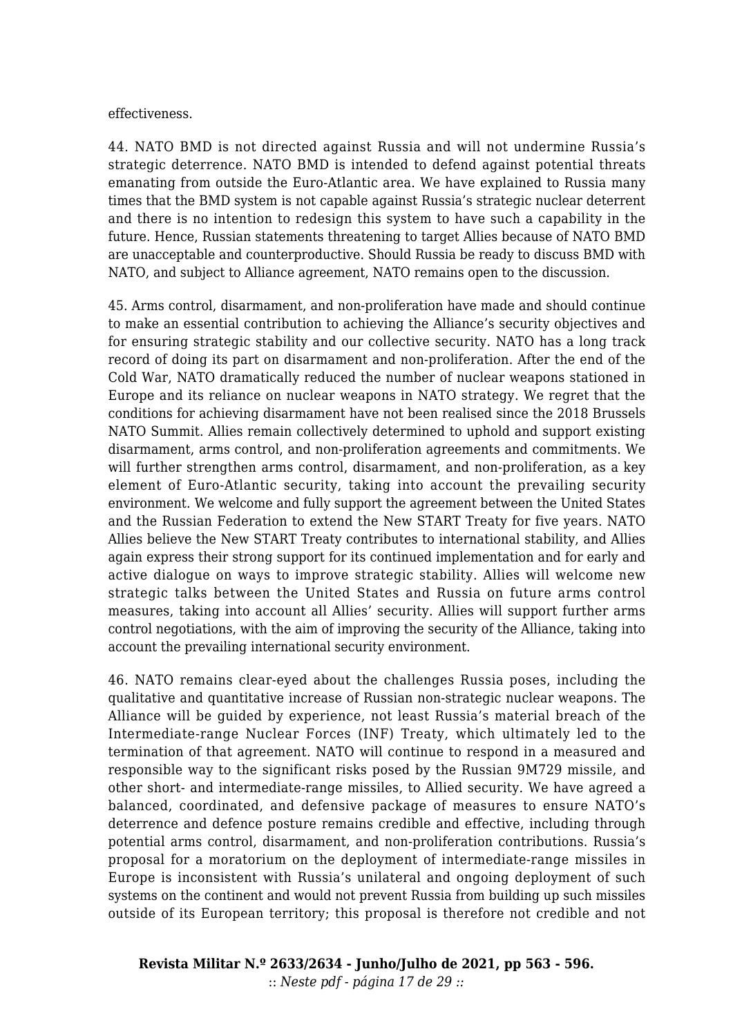effectiveness.

44. NATO BMD is not directed against Russia and will not undermine Russia's strategic deterrence. NATO BMD is intended to defend against potential threats emanating from outside the Euro-Atlantic area. We have explained to Russia many times that the BMD system is not capable against Russia's strategic nuclear deterrent and there is no intention to redesign this system to have such a capability in the future. Hence, Russian statements threatening to target Allies because of NATO BMD are unacceptable and counterproductive. Should Russia be ready to discuss BMD with NATO, and subject to Alliance agreement, NATO remains open to the discussion.

45. Arms control, disarmament, and non-proliferation have made and should continue to make an essential contribution to achieving the Alliance's security objectives and for ensuring strategic stability and our collective security. NATO has a long track record of doing its part on disarmament and non-proliferation. After the end of the Cold War, NATO dramatically reduced the number of nuclear weapons stationed in Europe and its reliance on nuclear weapons in NATO strategy. We regret that the conditions for achieving disarmament have not been realised since the 2018 Brussels NATO Summit. Allies remain collectively determined to uphold and support existing disarmament, arms control, and non-proliferation agreements and commitments. We will further strengthen arms control, disarmament, and non-proliferation, as a key element of Euro-Atlantic security, taking into account the prevailing security environment. We welcome and fully support the agreement between the United States and the Russian Federation to extend the New START Treaty for five years. NATO Allies believe the New START Treaty contributes to international stability, and Allies again express their strong support for its continued implementation and for early and active dialogue on ways to improve strategic stability. Allies will welcome new strategic talks between the United States and Russia on future arms control measures, taking into account all Allies' security. Allies will support further arms control negotiations, with the aim of improving the security of the Alliance, taking into account the prevailing international security environment.

46. NATO remains clear-eyed about the challenges Russia poses, including the qualitative and quantitative increase of Russian non-strategic nuclear weapons. The Alliance will be guided by experience, not least Russia's material breach of the Intermediate-range Nuclear Forces (INF) Treaty, which ultimately led to the termination of that agreement. NATO will continue to respond in a measured and responsible way to the significant risks posed by the Russian 9M729 missile, and other short- and intermediate-range missiles, to Allied security. We have agreed a balanced, coordinated, and defensive package of measures to ensure NATO's deterrence and defence posture remains credible and effective, including through potential arms control, disarmament, and non-proliferation contributions. Russia's proposal for a moratorium on the deployment of intermediate-range missiles in Europe is inconsistent with Russia's unilateral and ongoing deployment of such systems on the continent and would not prevent Russia from building up such missiles outside of its European territory; this proposal is therefore not credible and not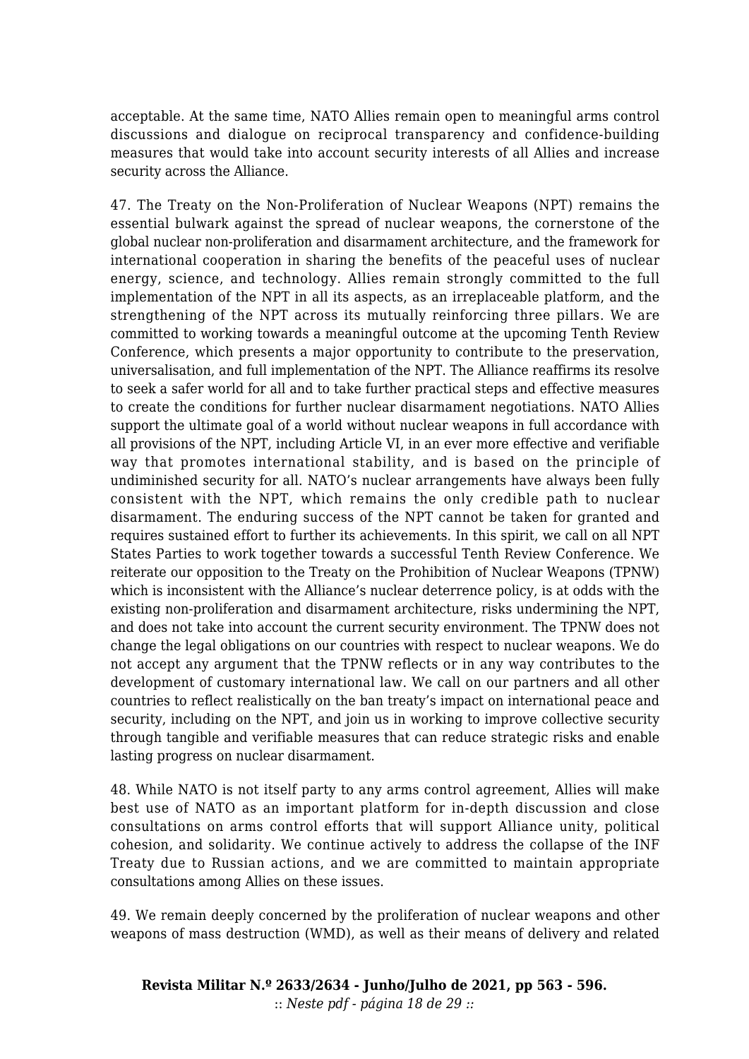acceptable. At the same time, NATO Allies remain open to meaningful arms control discussions and dialogue on reciprocal transparency and confidence-building measures that would take into account security interests of all Allies and increase security across the Alliance.

47. The Treaty on the Non-Proliferation of Nuclear Weapons (NPT) remains the essential bulwark against the spread of nuclear weapons, the cornerstone of the global nuclear non-proliferation and disarmament architecture, and the framework for international cooperation in sharing the benefits of the peaceful uses of nuclear energy, science, and technology. Allies remain strongly committed to the full implementation of the NPT in all its aspects, as an irreplaceable platform, and the strengthening of the NPT across its mutually reinforcing three pillars. We are committed to working towards a meaningful outcome at the upcoming Tenth Review Conference, which presents a major opportunity to contribute to the preservation, universalisation, and full implementation of the NPT. The Alliance reaffirms its resolve to seek a safer world for all and to take further practical steps and effective measures to create the conditions for further nuclear disarmament negotiations. NATO Allies support the ultimate goal of a world without nuclear weapons in full accordance with all provisions of the NPT, including Article VI, in an ever more effective and verifiable way that promotes international stability, and is based on the principle of undiminished security for all. NATO's nuclear arrangements have always been fully consistent with the NPT, which remains the only credible path to nuclear disarmament. The enduring success of the NPT cannot be taken for granted and requires sustained effort to further its achievements. In this spirit, we call on all NPT States Parties to work together towards a successful Tenth Review Conference. We reiterate our opposition to the Treaty on the Prohibition of Nuclear Weapons (TPNW) which is inconsistent with the Alliance's nuclear deterrence policy, is at odds with the existing non-proliferation and disarmament architecture, risks undermining the NPT, and does not take into account the current security environment. The TPNW does not change the legal obligations on our countries with respect to nuclear weapons. We do not accept any argument that the TPNW reflects or in any way contributes to the development of customary international law. We call on our partners and all other countries to reflect realistically on the ban treaty's impact on international peace and security, including on the NPT, and join us in working to improve collective security through tangible and verifiable measures that can reduce strategic risks and enable lasting progress on nuclear disarmament.

48. While NATO is not itself party to any arms control agreement, Allies will make best use of NATO as an important platform for in-depth discussion and close consultations on arms control efforts that will support Alliance unity, political cohesion, and solidarity. We continue actively to address the collapse of the INF Treaty due to Russian actions, and we are committed to maintain appropriate consultations among Allies on these issues.

49. We remain deeply concerned by the proliferation of nuclear weapons and other weapons of mass destruction (WMD), as well as their means of delivery and related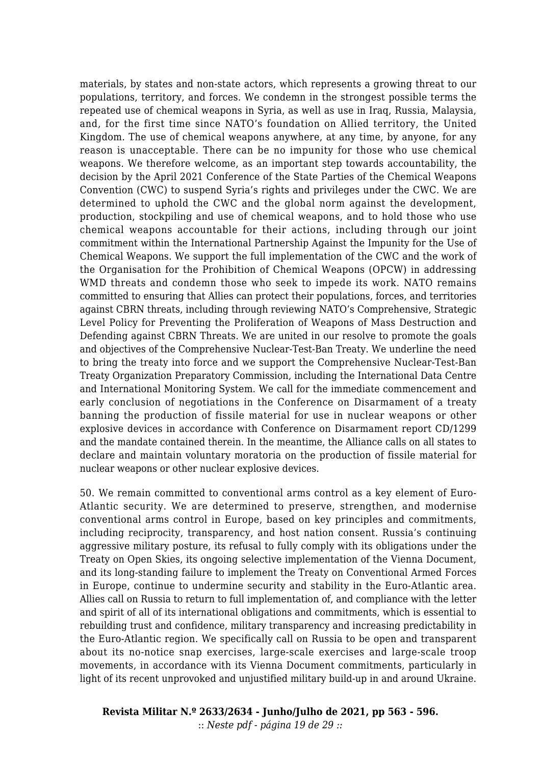materials, by states and non-state actors, which represents a growing threat to our populations, territory, and forces. We condemn in the strongest possible terms the repeated use of chemical weapons in Syria, as well as use in Iraq, Russia, Malaysia, and, for the first time since NATO's foundation on Allied territory, the United Kingdom. The use of chemical weapons anywhere, at any time, by anyone, for any reason is unacceptable. There can be no impunity for those who use chemical weapons. We therefore welcome, as an important step towards accountability, the decision by the April 2021 Conference of the State Parties of the Chemical Weapons Convention (CWC) to suspend Syria's rights and privileges under the CWC. We are determined to uphold the CWC and the global norm against the development, production, stockpiling and use of chemical weapons, and to hold those who use chemical weapons accountable for their actions, including through our joint commitment within the International Partnership Against the Impunity for the Use of Chemical Weapons. We support the full implementation of the CWC and the work of the Organisation for the Prohibition of Chemical Weapons (OPCW) in addressing WMD threats and condemn those who seek to impede its work. NATO remains committed to ensuring that Allies can protect their populations, forces, and territories against CBRN threats, including through reviewing NATO's Comprehensive, Strategic Level Policy for Preventing the Proliferation of Weapons of Mass Destruction and Defending against CBRN Threats. We are united in our resolve to promote the goals and objectives of the Comprehensive Nuclear-Test-Ban Treaty. We underline the need to bring the treaty into force and we support the Comprehensive Nuclear-Test-Ban Treaty Organization Preparatory Commission, including the International Data Centre and International Monitoring System. We call for the immediate commencement and early conclusion of negotiations in the Conference on Disarmament of a treaty banning the production of fissile material for use in nuclear weapons or other explosive devices in accordance with Conference on Disarmament report CD/1299 and the mandate contained therein. In the meantime, the Alliance calls on all states to declare and maintain voluntary moratoria on the production of fissile material for nuclear weapons or other nuclear explosive devices.

50. We remain committed to conventional arms control as a key element of Euro-Atlantic security. We are determined to preserve, strengthen, and modernise conventional arms control in Europe, based on key principles and commitments, including reciprocity, transparency, and host nation consent. Russia's continuing aggressive military posture, its refusal to fully comply with its obligations under the Treaty on Open Skies, its ongoing selective implementation of the Vienna Document, and its long-standing failure to implement the Treaty on Conventional Armed Forces in Europe, continue to undermine security and stability in the Euro-Atlantic area. Allies call on Russia to return to full implementation of, and compliance with the letter and spirit of all of its international obligations and commitments, which is essential to rebuilding trust and confidence, military transparency and increasing predictability in the Euro-Atlantic region. We specifically call on Russia to be open and transparent about its no-notice snap exercises, large-scale exercises and large-scale troop movements, in accordance with its Vienna Document commitments, particularly in light of its recent unprovoked and unjustified military build-up in and around Ukraine.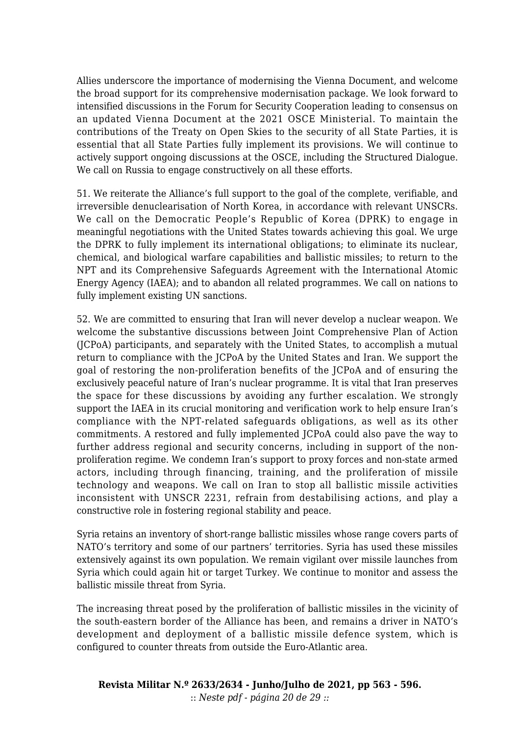Allies underscore the importance of modernising the Vienna Document, and welcome the broad support for its comprehensive modernisation package. We look forward to intensified discussions in the Forum for Security Cooperation leading to consensus on an updated Vienna Document at the 2021 OSCE Ministerial. To maintain the contributions of the Treaty on Open Skies to the security of all State Parties, it is essential that all State Parties fully implement its provisions. We will continue to actively support ongoing discussions at the OSCE, including the Structured Dialogue. We call on Russia to engage constructively on all these efforts.

51. We reiterate the Alliance's full support to the goal of the complete, verifiable, and irreversible denuclearisation of North Korea, in accordance with relevant UNSCRs. We call on the Democratic People's Republic of Korea (DPRK) to engage in meaningful negotiations with the United States towards achieving this goal. We urge the DPRK to fully implement its international obligations; to eliminate its nuclear, chemical, and biological warfare capabilities and ballistic missiles; to return to the NPT and its Comprehensive Safeguards Agreement with the International Atomic Energy Agency (IAEA); and to abandon all related programmes. We call on nations to fully implement existing UN sanctions.

52. We are committed to ensuring that Iran will never develop a nuclear weapon. We welcome the substantive discussions between Joint Comprehensive Plan of Action (JCPoA) participants, and separately with the United States, to accomplish a mutual return to compliance with the JCPoA by the United States and Iran. We support the goal of restoring the non-proliferation benefits of the JCPoA and of ensuring the exclusively peaceful nature of Iran's nuclear programme. It is vital that Iran preserves the space for these discussions by avoiding any further escalation. We strongly support the IAEA in its crucial monitoring and verification work to help ensure Iran's compliance with the NPT-related safeguards obligations, as well as its other commitments. A restored and fully implemented JCPoA could also pave the way to further address regional and security concerns, including in support of the non-proliferation regime. We condemn Iran's support to proxy forces and non-state armed actors, including through financing, training, and the proliferation of missile technology and weapons. We call on Iran to stop all ballistic missile activities inconsistent with UNSCR 2231, refrain from destabilising actions, and play a constructive role in fostering regional stability and peace.

Syria retains an inventory of short-range ballistic missiles whose range covers parts of NATO's territory and some of our partners' territories. Syria has used these missiles extensively against its own population. We remain vigilant over missile launches from Syria which could again hit or target Turkey. We continue to monitor and assess the ballistic missile threat from Syria.

The increasing threat posed by the proliferation of ballistic missiles in the vicinity of the south-eastern border of the Alliance has been, and remains a driver in NATO's development and deployment of a ballistic missile defence system, which is configured to counter threats from outside the Euro-Atlantic area.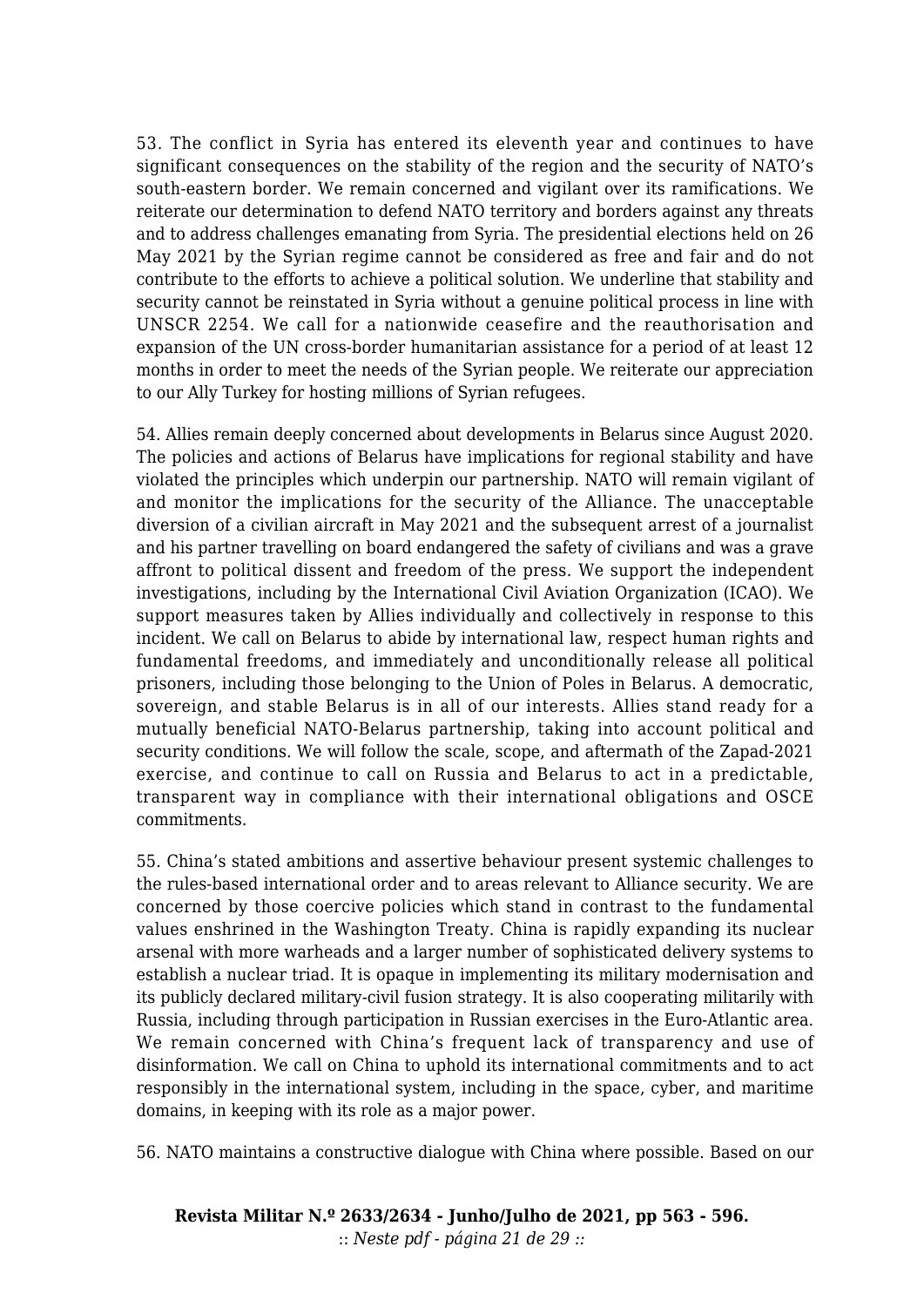53. The conflict in Syria has entered its eleventh year and continues to have significant consequences on the stability of the region and the security of NATO's south-eastern border. We remain concerned and vigilant over its ramifications. We reiterate our determination to defend NATO territory and borders against any threats and to address challenges emanating from Syria. The presidential elections held on 26 May 2021 by the Syrian regime cannot be considered as free and fair and do not contribute to the efforts to achieve a political solution. We underline that stability and security cannot be reinstated in Syria without a genuine political process in line with UNSCR 2254. We call for a nationwide ceasefire and the reauthorisation and expansion of the UN cross-border humanitarian assistance for a period of at least 12 months in order to meet the needs of the Syrian people. We reiterate our appreciation to our Ally Turkey for hosting millions of Syrian refugees.

54. Allies remain deeply concerned about developments in Belarus since August 2020. The policies and actions of Belarus have implications for regional stability and have violated the principles which underpin our partnership. NATO will remain vigilant of and monitor the implications for the security of the Alliance. The unacceptable diversion of a civilian aircraft in May 2021 and the subsequent arrest of a journalist and his partner travelling on board endangered the safety of civilians and was a grave affront to political dissent and freedom of the press. We support the independent investigations, including by the International Civil Aviation Organization (ICAO). We support measures taken by Allies individually and collectively in response to this incident. We call on Belarus to abide by international law, respect human rights and fundamental freedoms, and immediately and unconditionally release all political prisoners, including those belonging to the Union of Poles in Belarus. A democratic, sovereign, and stable Belarus is in all of our interests. Allies stand ready for a mutually beneficial NATO-Belarus partnership, taking into account political and security conditions. We will follow the scale, scope, and aftermath of the Zapad-2021 exercise, and continue to call on Russia and Belarus to act in a predictable, transparent way in compliance with their international obligations and OSCE commitments.

55. China's stated ambitions and assertive behaviour present systemic challenges to the rules-based international order and to areas relevant to Alliance security. We are concerned by those coercive policies which stand in contrast to the fundamental values enshrined in the Washington Treaty. China is rapidly expanding its nuclear arsenal with more warheads and a larger number of sophisticated delivery systems to establish a nuclear triad. It is opaque in implementing its military modernisation and its publicly declared military-civil fusion strategy. It is also cooperating militarily with Russia, including through participation in Russian exercises in the Euro-Atlantic area. We remain concerned with China's frequent lack of transparency and use of disinformation. We call on China to uphold its international commitments and to act responsibly in the international system, including in the space, cyber, and maritime domains, in keeping with its role as a major power.

56. NATO maintains a constructive dialogue with China where possible. Based on our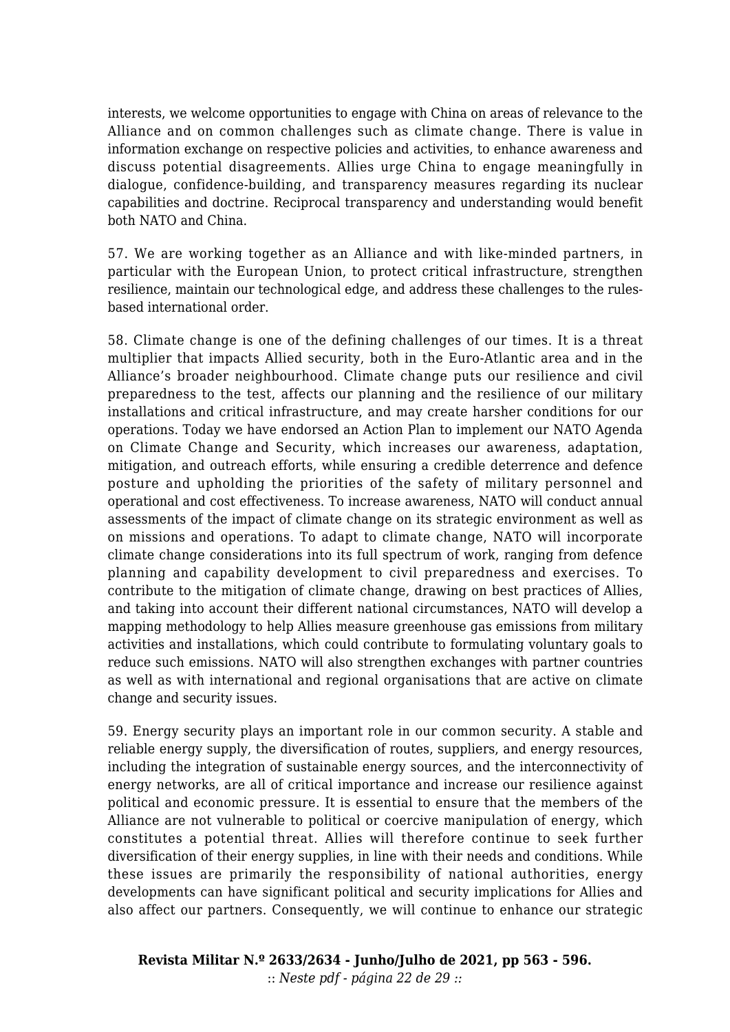interests, we welcome opportunities to engage with China on areas of relevance to the Alliance and on common challenges such as climate change. There is value in information exchange on respective policies and activities, to enhance awareness and discuss potential disagreements. Allies urge China to engage meaningfully in dialogue, confidence-building, and transparency measures regarding its nuclear capabilities and doctrine. Reciprocal transparency and understanding would benefit both NATO and China.

57. We are working together as an Alliance and with like-minded partners, in particular with the European Union, to protect critical infrastructure, strengthen resilience, maintain our technological edge, and address these challenges to the rules-based international order.

58. Climate change is one of the defining challenges of our times. It is a threat multiplier that impacts Allied security, both in the Euro-Atlantic area and in the Alliance's broader neighbourhood. Climate change puts our resilience and civil preparedness to the test, affects our planning and the resilience of our military installations and critical infrastructure, and may create harsher conditions for our operations. Today we have endorsed an Action Plan to implement our NATO Agenda on Climate Change and Security, which increases our awareness, adaptation, mitigation, and outreach efforts, while ensuring a credible deterrence and defence posture and upholding the priorities of the safety of military personnel and operational and cost effectiveness. To increase awareness, NATO will conduct annual assessments of the impact of climate change on its strategic environment as well as on missions and operations. To adapt to climate change, NATO will incorporate climate change considerations into its full spectrum of work, ranging from defence planning and capability development to civil preparedness and exercises. To contribute to the mitigation of climate change, drawing on best practices of Allies, and taking into account their different national circumstances, NATO will develop a mapping methodology to help Allies measure greenhouse gas emissions from military activities and installations, which could contribute to formulating voluntary goals to reduce such emissions. NATO will also strengthen exchanges with partner countries as well as with international and regional organisations that are active on climate change and security issues.

59. Energy security plays an important role in our common security. A stable and reliable energy supply, the diversification of routes, suppliers, and energy resources, including the integration of sustainable energy sources, and the interconnectivity of energy networks, are all of critical importance and increase our resilience against political and economic pressure. It is essential to ensure that the members of the Alliance are not vulnerable to political or coercive manipulation of energy, which constitutes a potential threat. Allies will therefore continue to seek further diversification of their energy supplies, in line with their needs and conditions. While these issues are primarily the responsibility of national authorities, energy developments can have significant political and security implications for Allies and also affect our partners. Consequently, we will continue to enhance our strategic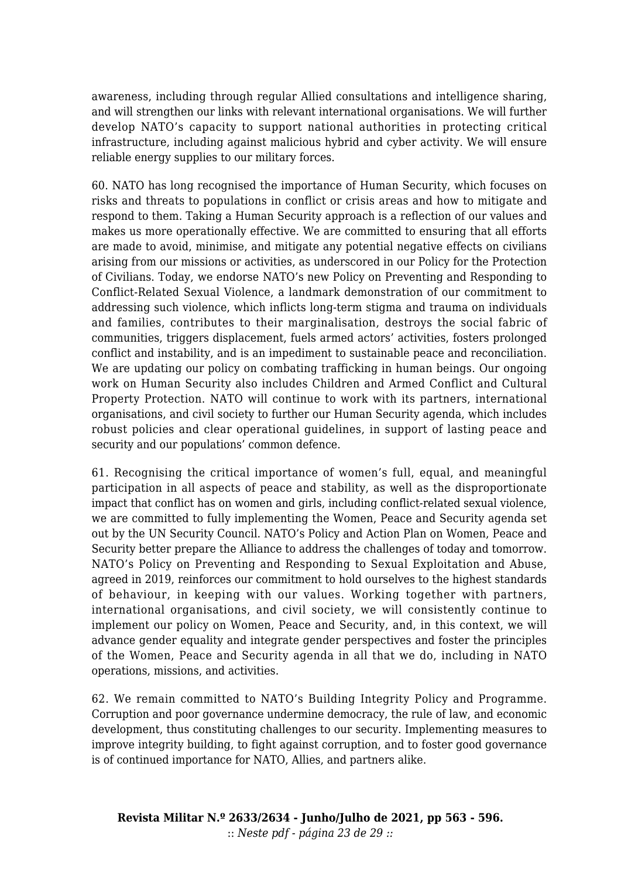awareness, including through regular Allied consultations and intelligence sharing, and will strengthen our links with relevant international organisations. We will further develop NATO's capacity to support national authorities in protecting critical infrastructure, including against malicious hybrid and cyber activity. We will ensure reliable energy supplies to our military forces.

60. NATO has long recognised the importance of Human Security, which focuses on risks and threats to populations in conflict or crisis areas and how to mitigate and respond to them. Taking a Human Security approach is a reflection of our values and makes us more operationally effective. We are committed to ensuring that all efforts are made to avoid, minimise, and mitigate any potential negative effects on civilians arising from our missions or activities, as underscored in our Policy for the Protection of Civilians. Today, we endorse NATO's new Policy on Preventing and Responding to Conflict-Related Sexual Violence, a landmark demonstration of our commitment to addressing such violence, which inflicts long-term stigma and trauma on individuals and families, contributes to their marginalisation, destroys the social fabric of communities, triggers displacement, fuels armed actors' activities, fosters prolonged conflict and instability, and is an impediment to sustainable peace and reconciliation. We are updating our policy on combating trafficking in human beings. Our ongoing work on Human Security also includes Children and Armed Conflict and Cultural Property Protection. NATO will continue to work with its partners, international organisations, and civil society to further our Human Security agenda, which includes robust policies and clear operational guidelines, in support of lasting peace and security and our populations' common defence.

61. Recognising the critical importance of women's full, equal, and meaningful participation in all aspects of peace and stability, as well as the disproportionate impact that conflict has on women and girls, including conflict-related sexual violence, we are committed to fully implementing the Women, Peace and Security agenda set out by the UN Security Council. NATO's Policy and Action Plan on Women, Peace and Security better prepare the Alliance to address the challenges of today and tomorrow. NATO's Policy on Preventing and Responding to Sexual Exploitation and Abuse, agreed in 2019, reinforces our commitment to hold ourselves to the highest standards of behaviour, in keeping with our values. Working together with partners, international organisations, and civil society, we will consistently continue to implement our policy on Women, Peace and Security, and, in this context, we will advance gender equality and integrate gender perspectives and foster the principles of the Women, Peace and Security agenda in all that we do, including in NATO operations, missions, and activities.

62. We remain committed to NATO's Building Integrity Policy and Programme. Corruption and poor governance undermine democracy, the rule of law, and economic development, thus constituting challenges to our security. Implementing measures to improve integrity building, to fight against corruption, and to foster good governance is of continued importance for NATO, Allies, and partners alike.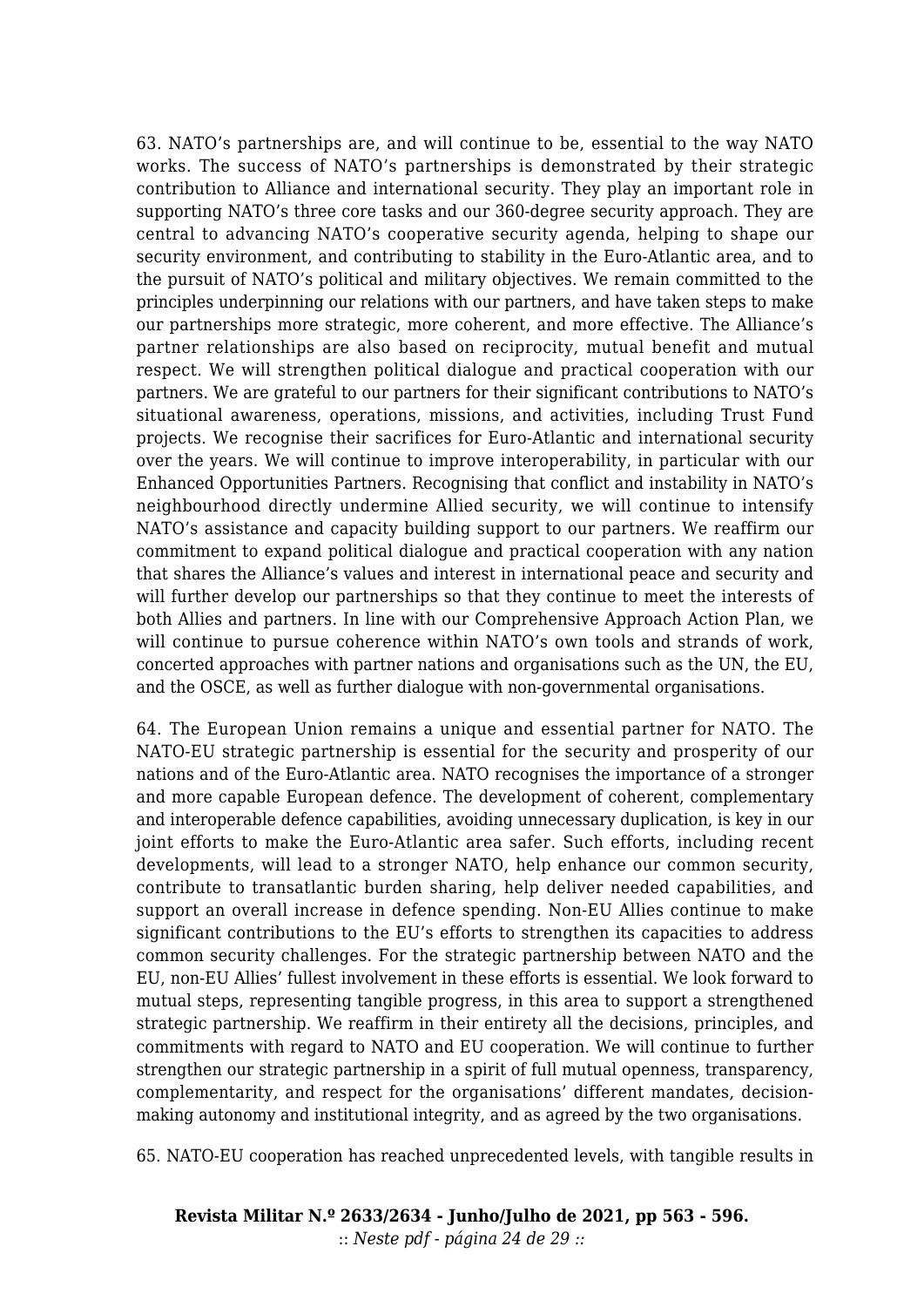63. NATO's partnerships are, and will continue to be, essential to the way NATO works. The success of NATO's partnerships is demonstrated by their strategic contribution to Alliance and international security. They play an important role in supporting NATO's three core tasks and our 360-degree security approach. They are central to advancing NATO's cooperative security agenda, helping to shape our security environment, and contributing to stability in the Euro-Atlantic area, and to the pursuit of NATO's political and military objectives. We remain committed to the principles underpinning our relations with our partners, and have taken steps to make our partnerships more strategic, more coherent, and more effective. The Alliance's partner relationships are also based on reciprocity, mutual benefit and mutual respect. We will strengthen political dialogue and practical cooperation with our partners. We are grateful to our partners for their significant contributions to NATO's situational awareness, operations, missions, and activities, including Trust Fund projects. We recognise their sacrifices for Euro-Atlantic and international security over the years. We will continue to improve interoperability, in particular with our Enhanced Opportunities Partners. Recognising that conflict and instability in NATO's neighbourhood directly undermine Allied security, we will continue to intensify NATO's assistance and capacity building support to our partners. We reaffirm our commitment to expand political dialogue and practical cooperation with any nation that shares the Alliance's values and interest in international peace and security and will further develop our partnerships so that they continue to meet the interests of both Allies and partners. In line with our Comprehensive Approach Action Plan, we will continue to pursue coherence within NATO's own tools and strands of work, concerted approaches with partner nations and organisations such as the UN, the EU, and the OSCE, as well as further dialogue with non-governmental organisations.

64. The European Union remains a unique and essential partner for NATO. The NATO-EU strategic partnership is essential for the security and prosperity of our nations and of the Euro-Atlantic area. NATO recognises the importance of a stronger and more capable European defence. The development of coherent, complementary and interoperable defence capabilities, avoiding unnecessary duplication, is key in our joint efforts to make the Euro-Atlantic area safer. Such efforts, including recent developments, will lead to a stronger NATO, help enhance our common security, contribute to transatlantic burden sharing, help deliver needed capabilities, and support an overall increase in defence spending. Non-EU Allies continue to make significant contributions to the EU's efforts to strengthen its capacities to address common security challenges. For the strategic partnership between NATO and the EU, non-EU Allies' fullest involvement in these efforts is essential. We look forward to mutual steps, representing tangible progress, in this area to support a strengthened strategic partnership. We reaffirm in their entirety all the decisions, principles, and commitments with regard to NATO and EU cooperation. We will continue to further strengthen our strategic partnership in a spirit of full mutual openness, transparency, complementarity, and respect for the organisations' different mandates, decision-making autonomy and institutional integrity, and as agreed by the two organisations.

65. NATO-EU cooperation has reached unprecedented levels, with tangible results in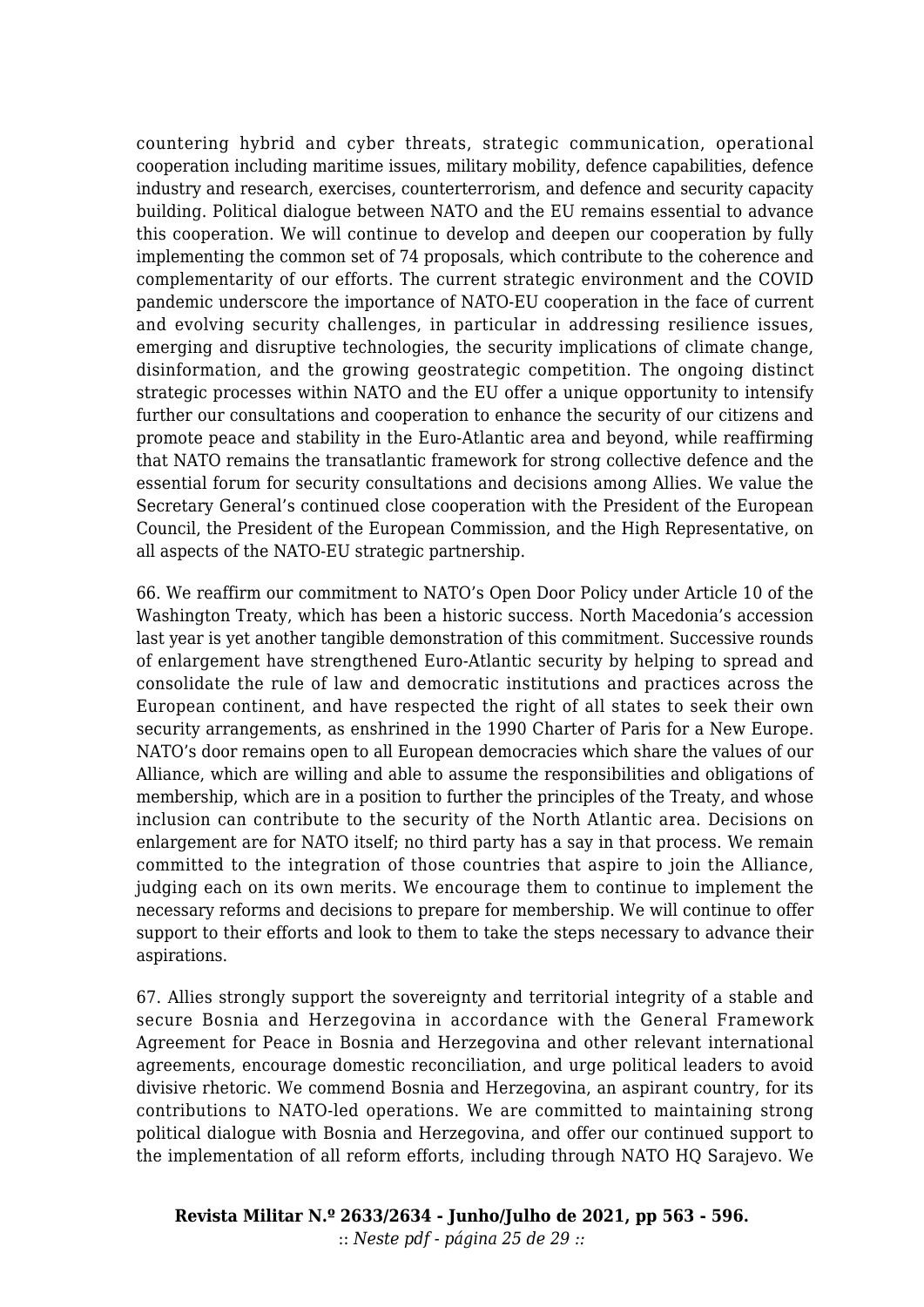countering hybrid and cyber threats, strategic communication, operational cooperation including maritime issues, military mobility, defence capabilities, defence industry and research, exercises, counterterrorism, and defence and security capacity building. Political dialogue between NATO and the EU remains essential to advance this cooperation. We will continue to develop and deepen our cooperation by fully implementing the common set of 74 proposals, which contribute to the coherence and complementarity of our efforts. The current strategic environment and the COVID pandemic underscore the importance of NATO-EU cooperation in the face of current and evolving security challenges, in particular in addressing resilience issues, emerging and disruptive technologies, the security implications of climate change, disinformation, and the growing geostrategic competition. The ongoing distinct strategic processes within NATO and the EU offer a unique opportunity to intensify further our consultations and cooperation to enhance the security of our citizens and promote peace and stability in the Euro-Atlantic area and beyond, while reaffirming that NATO remains the transatlantic framework for strong collective defence and the essential forum for security consultations and decisions among Allies. We value the Secretary General's continued close cooperation with the President of the European Council, the President of the European Commission, and the High Representative, on all aspects of the NATO-EU strategic partnership.

66. We reaffirm our commitment to NATO's Open Door Policy under Article 10 of the Washington Treaty, which has been a historic success. North Macedonia's accession last year is yet another tangible demonstration of this commitment. Successive rounds of enlargement have strengthened Euro-Atlantic security by helping to spread and consolidate the rule of law and democratic institutions and practices across the European continent, and have respected the right of all states to seek their own security arrangements, as enshrined in the 1990 Charter of Paris for a New Europe. NATO's door remains open to all European democracies which share the values of our Alliance, which are willing and able to assume the responsibilities and obligations of membership, which are in a position to further the principles of the Treaty, and whose inclusion can contribute to the security of the North Atlantic area. Decisions on enlargement are for NATO itself; no third party has a say in that process. We remain committed to the integration of those countries that aspire to join the Alliance, judging each on its own merits. We encourage them to continue to implement the necessary reforms and decisions to prepare for membership. We will continue to offer support to their efforts and look to them to take the steps necessary to advance their aspirations.

67. Allies strongly support the sovereignty and territorial integrity of a stable and secure Bosnia and Herzegovina in accordance with the General Framework Agreement for Peace in Bosnia and Herzegovina and other relevant international agreements, encourage domestic reconciliation, and urge political leaders to avoid divisive rhetoric. We commend Bosnia and Herzegovina, an aspirant country, for its contributions to NATO-led operations. We are committed to maintaining strong political dialogue with Bosnia and Herzegovina, and offer our continued support to the implementation of all reform efforts, including through NATO HQ Sarajevo. We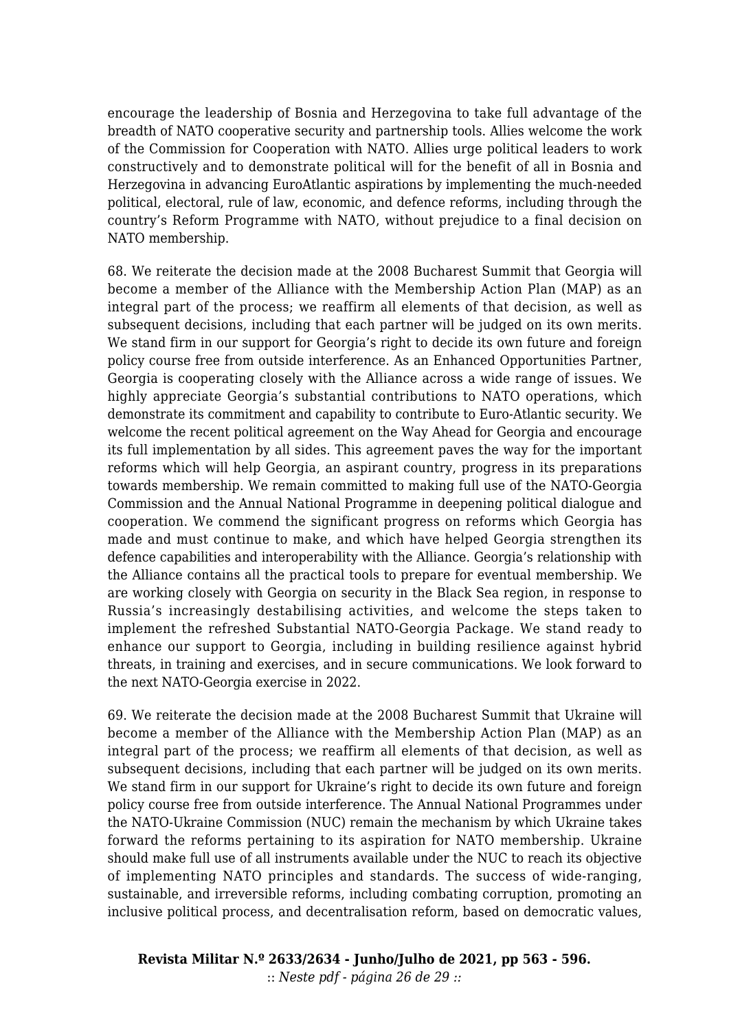encourage the leadership of Bosnia and Herzegovina to take full advantage of the breadth of NATO cooperative security and partnership tools. Allies welcome the work of the Commission for Cooperation with NATO. Allies urge political leaders to work constructively and to demonstrate political will for the benefit of all in Bosnia and Herzegovina in advancing EuroAtlantic aspirations by implementing the much-needed political, electoral, rule of law, economic, and defence reforms, including through the country's Reform Programme with NATO, without prejudice to a final decision on NATO membership.

68. We reiterate the decision made at the 2008 Bucharest Summit that Georgia will become a member of the Alliance with the Membership Action Plan (MAP) as an integral part of the process; we reaffirm all elements of that decision, as well as subsequent decisions, including that each partner will be judged on its own merits. We stand firm in our support for Georgia's right to decide its own future and foreign policy course free from outside interference. As an Enhanced Opportunities Partner, Georgia is cooperating closely with the Alliance across a wide range of issues. We highly appreciate Georgia's substantial contributions to NATO operations, which demonstrate its commitment and capability to contribute to Euro-Atlantic security. We welcome the recent political agreement on the Way Ahead for Georgia and encourage its full implementation by all sides. This agreement paves the way for the important reforms which will help Georgia, an aspirant country, progress in its preparations towards membership. We remain committed to making full use of the NATO-Georgia Commission and the Annual National Programme in deepening political dialogue and cooperation. We commend the significant progress on reforms which Georgia has made and must continue to make, and which have helped Georgia strengthen its defence capabilities and interoperability with the Alliance. Georgia's relationship with the Alliance contains all the practical tools to prepare for eventual membership. We are working closely with Georgia on security in the Black Sea region, in response to Russia's increasingly destabilising activities, and welcome the steps taken to implement the refreshed Substantial NATO-Georgia Package. We stand ready to enhance our support to Georgia, including in building resilience against hybrid threats, in training and exercises, and in secure communications. We look forward to the next NATO-Georgia exercise in 2022.

69. We reiterate the decision made at the 2008 Bucharest Summit that Ukraine will become a member of the Alliance with the Membership Action Plan (MAP) as an integral part of the process; we reaffirm all elements of that decision, as well as subsequent decisions, including that each partner will be judged on its own merits. We stand firm in our support for Ukraine's right to decide its own future and foreign policy course free from outside interference. The Annual National Programmes under the NATO-Ukraine Commission (NUC) remain the mechanism by which Ukraine takes forward the reforms pertaining to its aspiration for NATO membership. Ukraine should make full use of all instruments available under the NUC to reach its objective of implementing NATO principles and standards. The success of wide-ranging, sustainable, and irreversible reforms, including combating corruption, promoting an inclusive political process, and decentralisation reform, based on democratic values,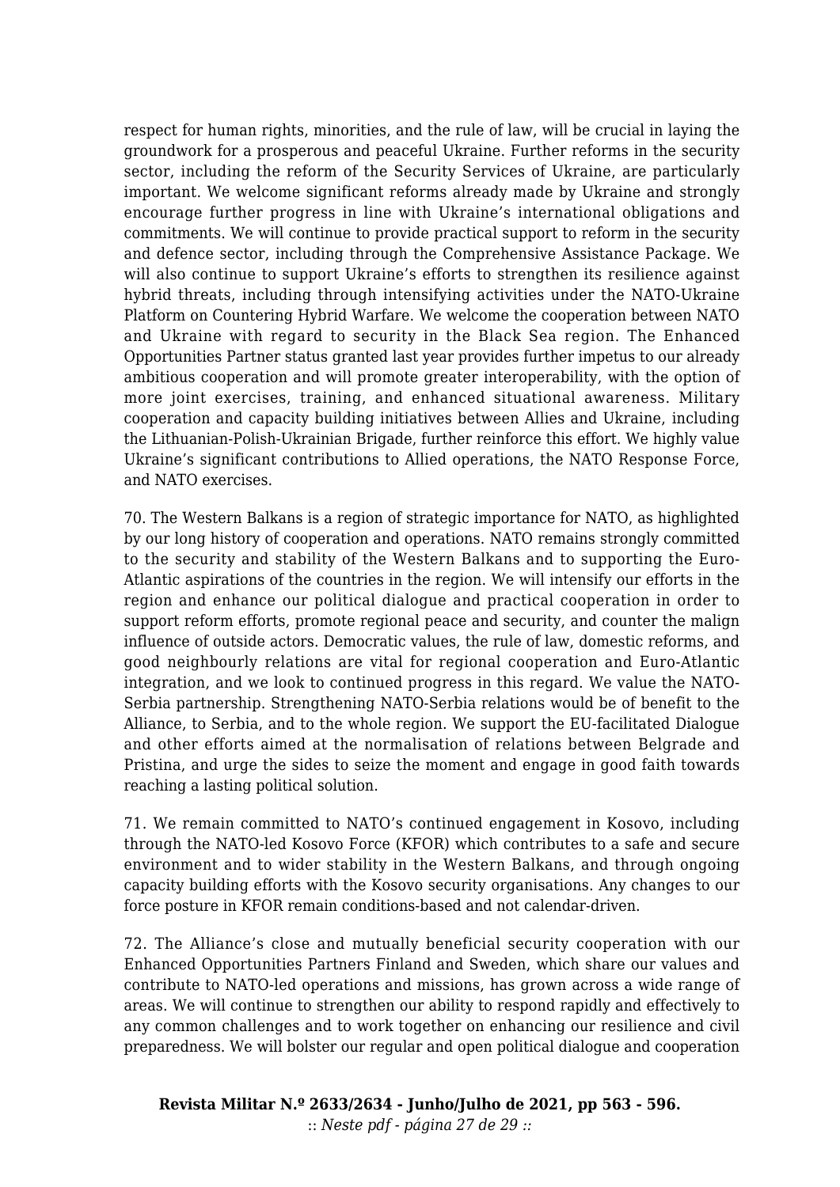respect for human rights, minorities, and the rule of law, will be crucial in laying the groundwork for a prosperous and peaceful Ukraine. Further reforms in the security sector, including the reform of the Security Services of Ukraine, are particularly important. We welcome significant reforms already made by Ukraine and strongly encourage further progress in line with Ukraine's international obligations and commitments. We will continue to provide practical support to reform in the security and defence sector, including through the Comprehensive Assistance Package. We will also continue to support Ukraine's efforts to strengthen its resilience against hybrid threats, including through intensifying activities under the NATO-Ukraine Platform on Countering Hybrid Warfare. We welcome the cooperation between NATO and Ukraine with regard to security in the Black Sea region. The Enhanced Opportunities Partner status granted last year provides further impetus to our already ambitious cooperation and will promote greater interoperability, with the option of more joint exercises, training, and enhanced situational awareness. Military cooperation and capacity building initiatives between Allies and Ukraine, including the Lithuanian-Polish-Ukrainian Brigade, further reinforce this effort. We highly value Ukraine's significant contributions to Allied operations, the NATO Response Force, and NATO exercises.

70. The Western Balkans is a region of strategic importance for NATO, as highlighted by our long history of cooperation and operations. NATO remains strongly committed to the security and stability of the Western Balkans and to supporting the Euro-Atlantic aspirations of the countries in the region. We will intensify our efforts in the region and enhance our political dialogue and practical cooperation in order to support reform efforts, promote regional peace and security, and counter the malign influence of outside actors. Democratic values, the rule of law, domestic reforms, and good neighbourly relations are vital for regional cooperation and Euro-Atlantic integration, and we look to continued progress in this regard. We value the NATO-Serbia partnership. Strengthening NATO-Serbia relations would be of benefit to the Alliance, to Serbia, and to the whole region. We support the EU-facilitated Dialogue and other efforts aimed at the normalisation of relations between Belgrade and Pristina, and urge the sides to seize the moment and engage in good faith towards reaching a lasting political solution.

71. We remain committed to NATO's continued engagement in Kosovo, including through the NATO-led Kosovo Force (KFOR) which contributes to a safe and secure environment and to wider stability in the Western Balkans, and through ongoing capacity building efforts with the Kosovo security organisations. Any changes to our force posture in KFOR remain conditions-based and not calendar-driven.

72. The Alliance's close and mutually beneficial security cooperation with our Enhanced Opportunities Partners Finland and Sweden, which share our values and contribute to NATO-led operations and missions, has grown across a wide range of areas. We will continue to strengthen our ability to respond rapidly and effectively to any common challenges and to work together on enhancing our resilience and civil preparedness. We will bolster our regular and open political dialogue and cooperation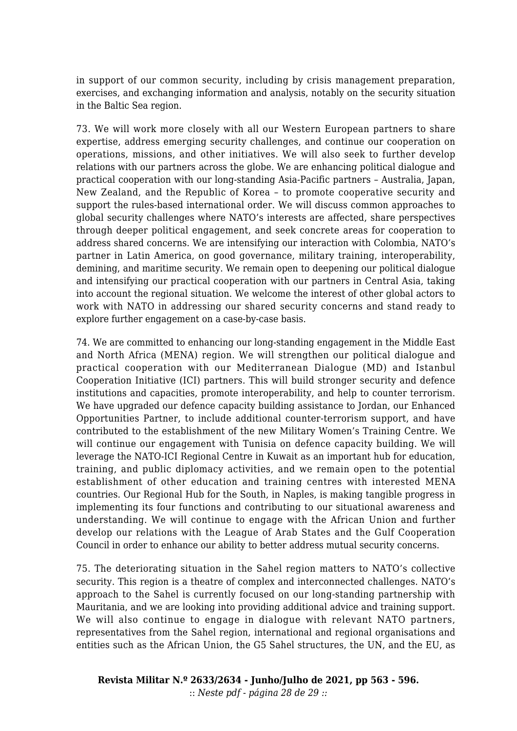in support of our common security, including by crisis management preparation, exercises, and exchanging information and analysis, notably on the security situation in the Baltic Sea region.

73. We will work more closely with all our Western European partners to share expertise, address emerging security challenges, and continue our cooperation on operations, missions, and other initiatives. We will also seek to further develop relations with our partners across the globe. We are enhancing political dialogue and practical cooperation with our long-standing Asia-Pacific partners – Australia, Japan, New Zealand, and the Republic of Korea – to promote cooperative security and support the rules-based international order. We will discuss common approaches to global security challenges where NATO's interests are affected, share perspectives through deeper political engagement, and seek concrete areas for cooperation to address shared concerns. We are intensifying our interaction with Colombia, NATO's partner in Latin America, on good governance, military training, interoperability, demining, and maritime security. We remain open to deepening our political dialogue and intensifying our practical cooperation with our partners in Central Asia, taking into account the regional situation. We welcome the interest of other global actors to work with NATO in addressing our shared security concerns and stand ready to explore further engagement on a case-by-case basis.

74. We are committed to enhancing our long-standing engagement in the Middle East and North Africa (MENA) region. We will strengthen our political dialogue and practical cooperation with our Mediterranean Dialogue (MD) and Istanbul Cooperation Initiative (ICI) partners. This will build stronger security and defence institutions and capacities, promote interoperability, and help to counter terrorism. We have upgraded our defence capacity building assistance to Jordan, our Enhanced Opportunities Partner, to include additional counter-terrorism support, and have contributed to the establishment of the new Military Women's Training Centre. We will continue our engagement with Tunisia on defence capacity building. We will leverage the NATO-ICI Regional Centre in Kuwait as an important hub for education, training, and public diplomacy activities, and we remain open to the potential establishment of other education and training centres with interested MENA countries. Our Regional Hub for the South, in Naples, is making tangible progress in implementing its four functions and contributing to our situational awareness and understanding. We will continue to engage with the African Union and further develop our relations with the League of Arab States and the Gulf Cooperation Council in order to enhance our ability to better address mutual security concerns.

75. The deteriorating situation in the Sahel region matters to NATO's collective security. This region is a theatre of complex and interconnected challenges. NATO's approach to the Sahel is currently focused on our long-standing partnership with Mauritania, and we are looking into providing additional advice and training support. We will also continue to engage in dialogue with relevant NATO partners, representatives from the Sahel region, international and regional organisations and entities such as the African Union, the G5 Sahel structures, the UN, and the EU, as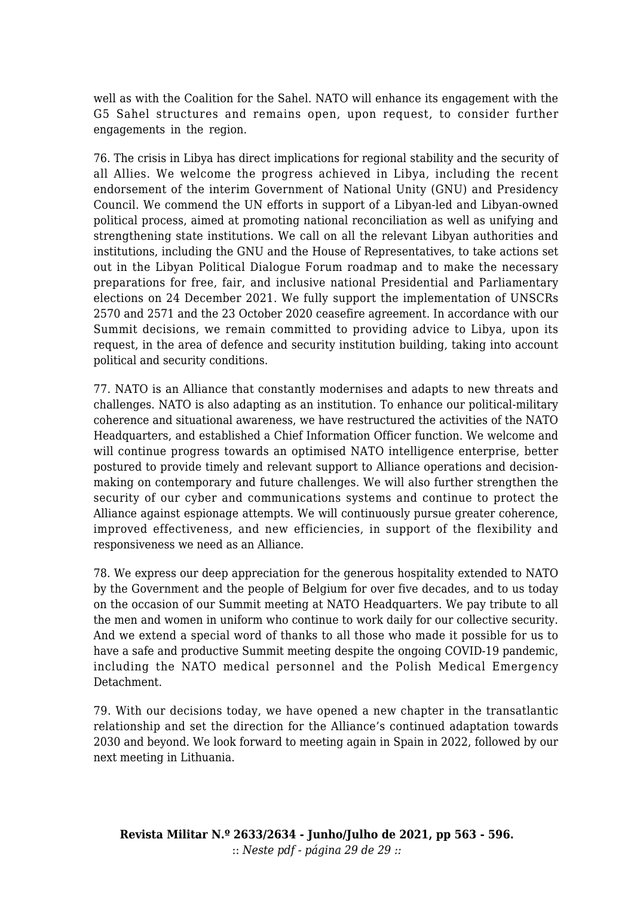well as with the Coalition for the Sahel. NATO will enhance its engagement with the G5 Sahel structures and remains open, upon request, to consider further engagements in the region.

76. The crisis in Libya has direct implications for regional stability and the security of all Allies. We welcome the progress achieved in Libya, including the recent endorsement of the interim Government of National Unity (GNU) and Presidency Council. We commend the UN efforts in support of a Libyan-led and Libyan-owned political process, aimed at promoting national reconciliation as well as unifying and strengthening state institutions. We call on all the relevant Libyan authorities and institutions, including the GNU and the House of Representatives, to take actions set out in the Libyan Political Dialogue Forum roadmap and to make the necessary preparations for free, fair, and inclusive national Presidential and Parliamentary elections on 24 December 2021. We fully support the implementation of UNSCRs 2570 and 2571 and the 23 October 2020 ceasefire agreement. In accordance with our Summit decisions, we remain committed to providing advice to Libya, upon its request, in the area of defence and security institution building, taking into account political and security conditions.

77. NATO is an Alliance that constantly modernises and adapts to new threats and challenges. NATO is also adapting as an institution. To enhance our political-military coherence and situational awareness, we have restructured the activities of the NATO Headquarters, and established a Chief Information Officer function. We welcome and will continue progress towards an optimised NATO intelligence enterprise, better postured to provide timely and relevant support to Alliance operations and decision-making on contemporary and future challenges. We will also further strengthen the security of our cyber and communications systems and continue to protect the Alliance against espionage attempts. We will continuously pursue greater coherence, improved effectiveness, and new efficiencies, in support of the flexibility and responsiveness we need as an Alliance.

78. We express our deep appreciation for the generous hospitality extended to NATO by the Government and the people of Belgium for over five decades, and to us today on the occasion of our Summit meeting at NATO Headquarters. We pay tribute to all the men and women in uniform who continue to work daily for our collective security. And we extend a special word of thanks to all those who made it possible for us to have a safe and productive Summit meeting despite the ongoing COVID-19 pandemic, including the NATO medical personnel and the Polish Medical Emergency Detachment.

79. With our decisions today, we have opened a new chapter in the transatlantic relationship and set the direction for the Alliance's continued adaptation towards 2030 and beyond. We look forward to meeting again in Spain in 2022, followed by our next meeting in Lithuania.